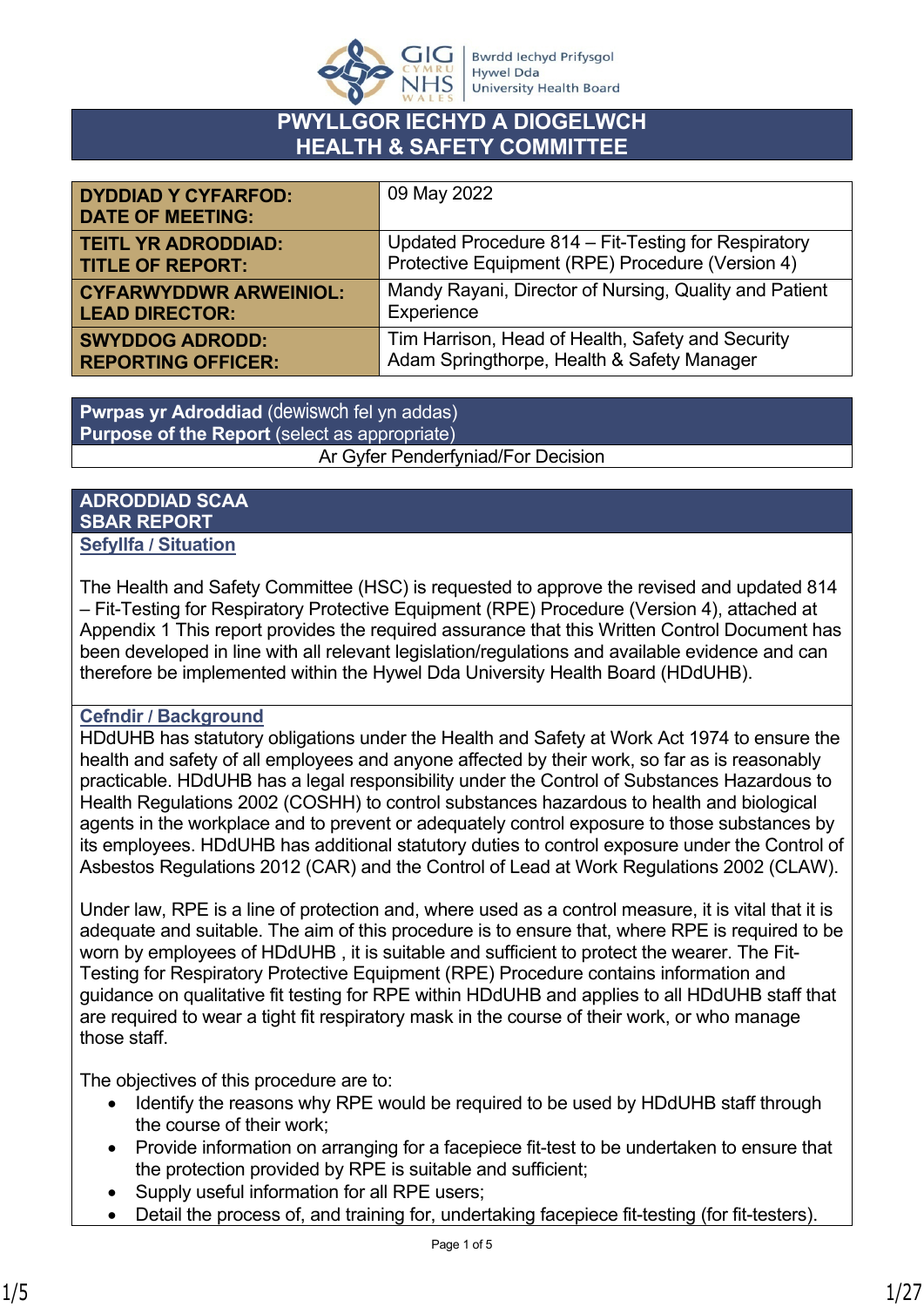# PWYLLGOR IECHYD A DIOGELWCH
# HEALTH & SAFETY COMMITTEE

| | |
|---|---|
| **DYDDIAD Y CYFARFOD: DATE OF MEETING:** | 09 May 2022 |
| **TEITL YR ADRODDIAD: TITLE OF REPORT:** | Updated Procedure 814 – Fit-Testing for Respiratory Protective Equipment (RPE) Procedure (Version 4) |
| **CYFARWYDDWR ARWEINIOL: LEAD DIRECTOR:** | Mandy Rayani, Director of Nursing, Quality and Patient Experience |
| **SWYDDOG ADRODD: REPORTING OFFICER:** | Tim Harrison, Head of Health, Safety and Security<br>Adam Springthorpe, Health & Safety Manager |

| **Pwrpas yr Adroddiad** (dewiswch fel yn addas)<br>**Purpose of the Report** (select as appropriate) |
|---|
| Ar Gyfer Penderfyniad/For Decision |

## ADRODDIAD SCAA
## SBAR REPORT

### Sefyllfa / Situation

The Health and Safety Committee (HSC) is requested to approve the revised and updated 814 – Fit-Testing for Respiratory Protective Equipment (RPE) Procedure (Version 4), attached at Appendix 1 This report provides the required assurance that this Written Control Document has been developed in line with all relevant legislation/regulations and available evidence and can therefore be implemented within the Hywel Dda University Health Board (HDdUHB).

### Cefndir / Background

HDdUHB has statutory obligations under the Health and Safety at Work Act 1974 to ensure the health and safety of all employees and anyone affected by their work, so far as is reasonably practicable. HDdUHB has a legal responsibility under the Control of Substances Hazardous to Health Regulations 2002 (COSHH) to control substances hazardous to health and biological agents in the workplace and to prevent or adequately control exposure to those substances by its employees. HDdUHB has additional statutory duties to control exposure under the Control of Asbestos Regulations 2012 (CAR) and the Control of Lead at Work Regulations 2002 (CLAW).

Under law, RPE is a line of protection and, where used as a control measure, it is vital that it is adequate and suitable. The aim of this procedure is to ensure that, where RPE is required to be worn by employees of HDdUHB , it is suitable and sufficient to protect the wearer. The Fit-Testing for Respiratory Protective Equipment (RPE) Procedure contains information and guidance on qualitative fit testing for RPE within HDdUHB and applies to all HDdUHB staff that are required to wear a tight fit respiratory mask in the course of their work, or who manage those staff.

The objectives of this procedure are to:

- Identify the reasons why RPE would be required to be used by HDdUHB staff through the course of their work;
- Provide information on arranging for a facepiece fit-test to be undertaken to ensure that the protection provided by RPE is suitable and sufficient;
- Supply useful information for all RPE users;
- Detail the process of, and training for, undertaking facepiece fit-testing (for fit-testers).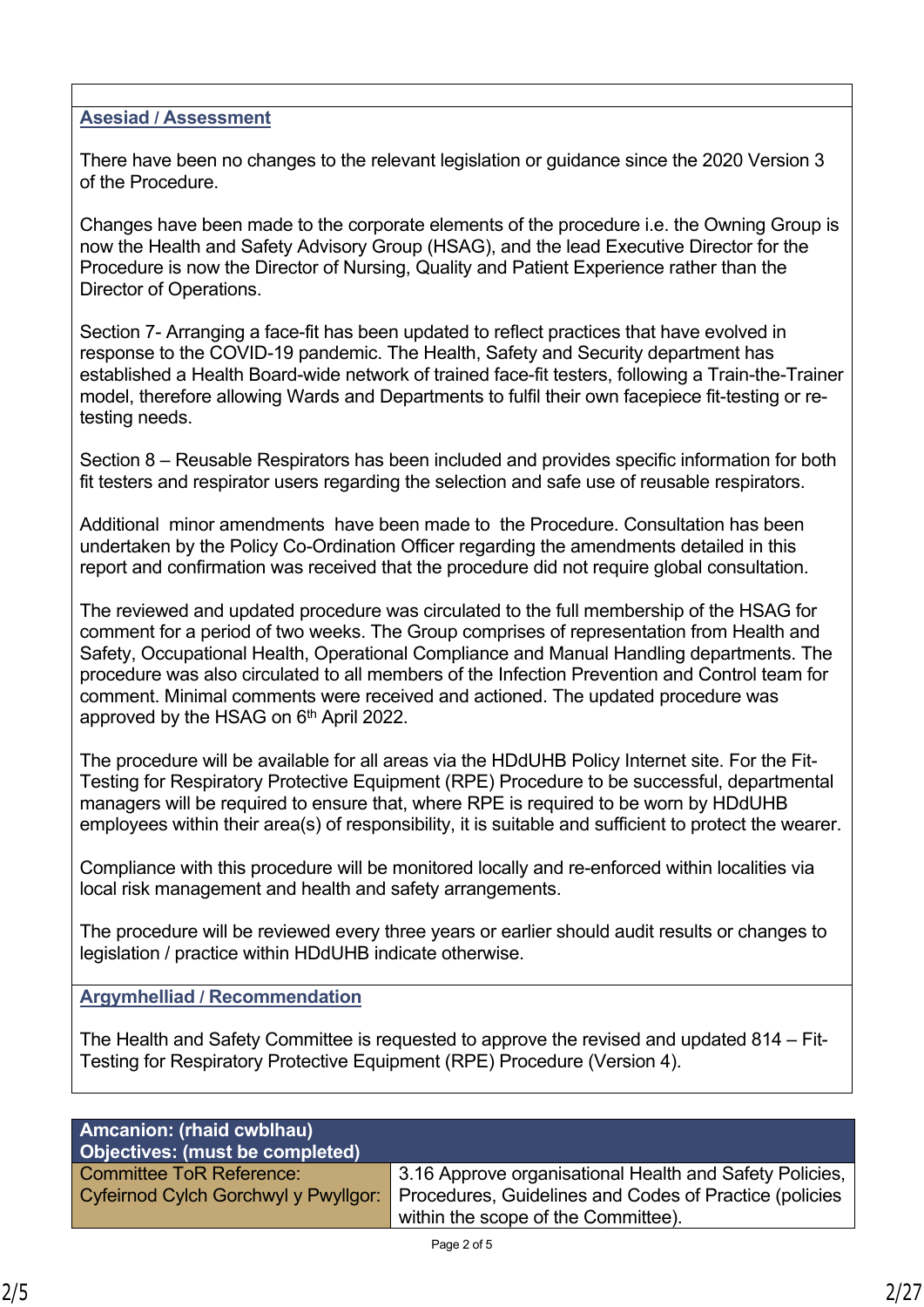## Asesiad / Assessment

There have been no changes to the relevant legislation or guidance since the 2020 Version 3 of the Procedure.

Changes have been made to the corporate elements of the procedure i.e. the Owning Group is now the Health and Safety Advisory Group (HSAG), and the lead Executive Director for the Procedure is now the Director of Nursing, Quality and Patient Experience rather than the Director of Operations.

Section 7- Arranging a face-fit has been updated to reflect practices that have evolved in response to the COVID-19 pandemic. The Health, Safety and Security department has established a Health Board-wide network of trained face-fit testers, following a Train-the-Trainer model, therefore allowing Wards and Departments to fulfil their own facepiece fit-testing or re-testing needs.

Section 8 – Reusable Respirators has been included and provides specific information for both fit testers and respirator users regarding the selection and safe use of reusable respirators.

Additional minor amendments have been made to the Procedure. Consultation has been undertaken by the Policy Co-Ordination Officer regarding the amendments detailed in this report and confirmation was received that the procedure did not require global consultation.

The reviewed and updated procedure was circulated to the full membership of the HSAG for comment for a period of two weeks. The Group comprises of representation from Health and Safety, Occupational Health, Operational Compliance and Manual Handling departments. The procedure was also circulated to all members of the Infection Prevention and Control team for comment. Minimal comments were received and actioned. The updated procedure was approved by the HSAG on 6th April 2022.

The procedure will be available for all areas via the HDdUHB Policy Internet site. For the Fit-Testing for Respiratory Protective Equipment (RPE) Procedure to be successful, departmental managers will be required to ensure that, where RPE is required to be worn by HDdUHB employees within their area(s) of responsibility, it is suitable and sufficient to protect the wearer.

Compliance with this procedure will be monitored locally and re-enforced within localities via local risk management and health and safety arrangements.

The procedure will be reviewed every three years or earlier should audit results or changes to legislation / practice within HDdUHB indicate otherwise.

## Argymhelliad / Recommendation

The Health and Safety Committee is requested to approve the revised and updated 814 – Fit-Testing for Respiratory Protective Equipment (RPE) Procedure (Version 4).

| Amcanion: (rhaid cwblhau) Objectives: (must be completed) | |
|---|---|
| Committee ToR Reference: Cyfeirnod Cylch Gorchwyl y Pwyllgor: | 3.16 Approve organisational Health and Safety Policies, Procedures, Guidelines and Codes of Practice (policies within the scope of the Committee). |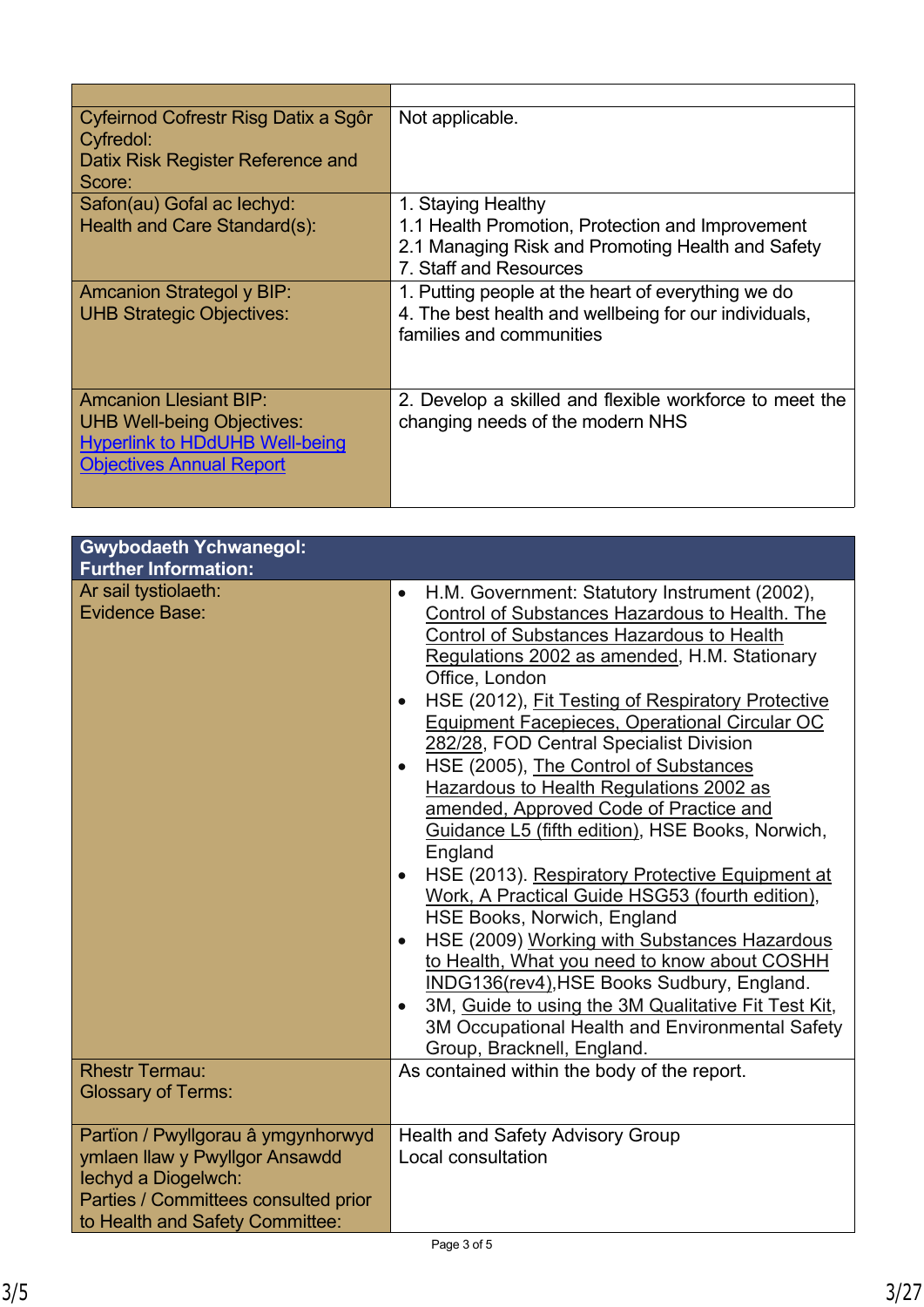| | |
|---|---|
| Cyfeirnod Cofrestr Risg Datix a Sgôr Cyfredol:<br>Datix Risk Register Reference and Score: | Not applicable. |
| Safon(au) Gofal ac Iechyd:<br>Health and Care Standard(s): | 1. Staying Healthy<br>1.1 Health Promotion, Protection and Improvement<br>2.1 Managing Risk and Promoting Health and Safety<br>7. Staff and Resources |
| Amcanion Strategol y BIP:<br>UHB Strategic Objectives: | 1. Putting people at the heart of everything we do<br>4. The best health and wellbeing for our individuals, families and communities |
| Amcanion Llesiant BIP:<br>UHB Well-being Objectives:<br>Hyperlink to HDdUHB Well-being Objectives Annual Report | 2. Develop a skilled and flexible workforce to meet the changing needs of the modern NHS |

| **Gwybodaeth Ychwanegol:<br>Further Information:** | |
|---|---|
| Ar sail tystiolaeth:<br>Evidence Base: | • H.M. Government: Statutory Instrument (2002), Control of Substances Hazardous to Health. The Control of Substances Hazardous to Health Regulations 2002 as amended, H.M. Stationary Office, London<br>• HSE (2012), Fit Testing of Respiratory Protective Equipment Facepieces, Operational Circular OC 282/28, FOD Central Specialist Division<br>• HSE (2005), The Control of Substances Hazardous to Health Regulations 2002 as amended, Approved Code of Practice and Guidance L5 (fifth edition), HSE Books, Norwich, England<br>• HSE (2013). Respiratory Protective Equipment at Work, A Practical Guide HSG53 (fourth edition), HSE Books, Norwich, England<br>• HSE (2009) Working with Substances Hazardous to Health, What you need to know about COSHH INDG136(rev4),HSE Books Sudbury, England.<br>• 3M, Guide to using the 3M Qualitative Fit Test Kit, 3M Occupational Health and Environmental Safety Group, Bracknell, England. |
| Rhestr Termau:<br>Glossary of Terms: | As contained within the body of the report. |
| Partïon / Pwyllgorau â ymgynhorwyd ymlaen llaw y Pwyllgor Ansawdd Iechyd a Diogelwch:<br>Parties / Committees consulted prior to Health and Safety Committee: | Health and Safety Advisory Group<br>Local consultation |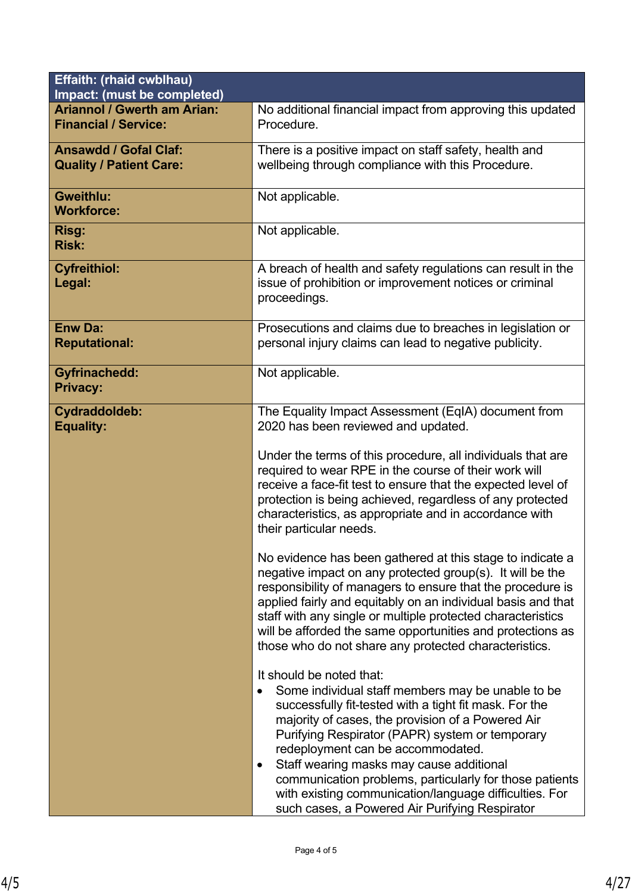| Effaith: (rhaid cwblhau)<br>Impact: (must be completed) | |
|---|---|
| **Ariannol / Gwerth am Arian:**<br>**Financial / Service:** | No additional financial impact from approving this updated Procedure. |
| **Ansawdd / Gofal Claf:**<br>**Quality / Patient Care:** | There is a positive impact on staff safety, health and wellbeing through compliance with this Procedure. |
| **Gweithlu:**<br>**Workforce:** | Not applicable. |
| **Risg:**<br>**Risk:** | Not applicable. |
| **Cyfreithiol:**<br>**Legal:** | A breach of health and safety regulations can result in the issue of prohibition or improvement notices or criminal proceedings. |
| **Enw Da:**<br>**Reputational:** | Prosecutions and claims due to breaches in legislation or personal injury claims can lead to negative publicity. |
| **Gyfrinachedd:**<br>**Privacy:** | Not applicable. |
| **Cydraddoldeb:**<br>**Equality:** | The Equality Impact Assessment (EqIA) document from 2020 has been reviewed and updated.<br><br>Under the terms of this procedure, all individuals that are required to wear RPE in the course of their work will receive a face-fit test to ensure that the expected level of protection is being achieved, regardless of any protected characteristics, as appropriate and in accordance with their particular needs.<br><br>No evidence has been gathered at this stage to indicate a negative impact on any protected group(s). It will be the responsibility of managers to ensure that the procedure is applied fairly and equitably on an individual basis and that staff with any single or multiple protected characteristics will be afforded the same opportunities and protections as those who do not share any protected characteristics.<br><br>It should be noted that:<br>• Some individual staff members may be unable to be successfully fit-tested with a tight fit mask. For the majority of cases, the provision of a Powered Air Purifying Respirator (PAPR) system or temporary redeployment can be accommodated.<br>• Staff wearing masks may cause additional communication problems, particularly for those patients with existing communication/language difficulties. For such cases, a Powered Air Purifying Respirator |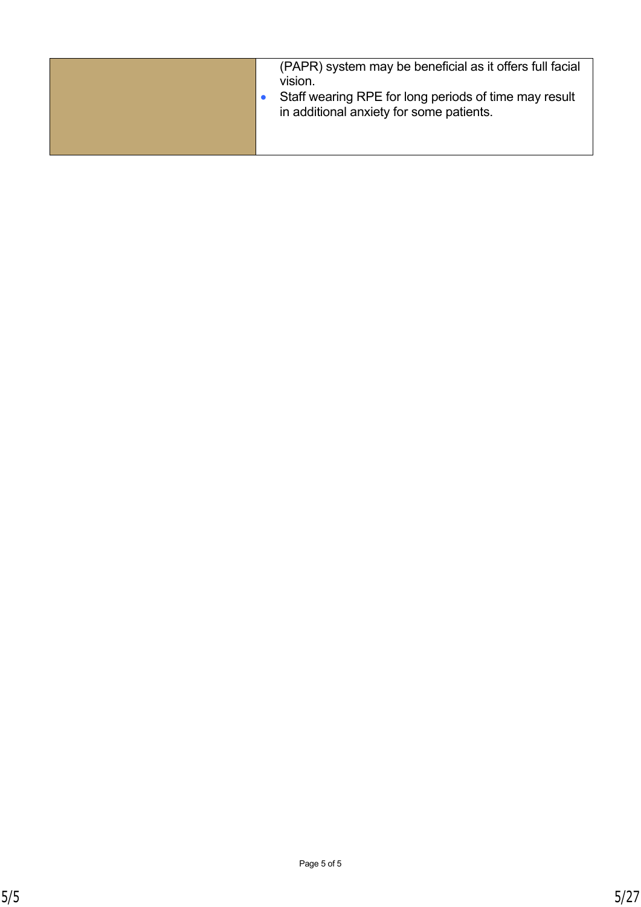| | |
|---|---|
| | (PAPR) system may be beneficial as it offers full facial vision.<br>• Staff wearing RPE for long periods of time may result in additional anxiety for some patients. |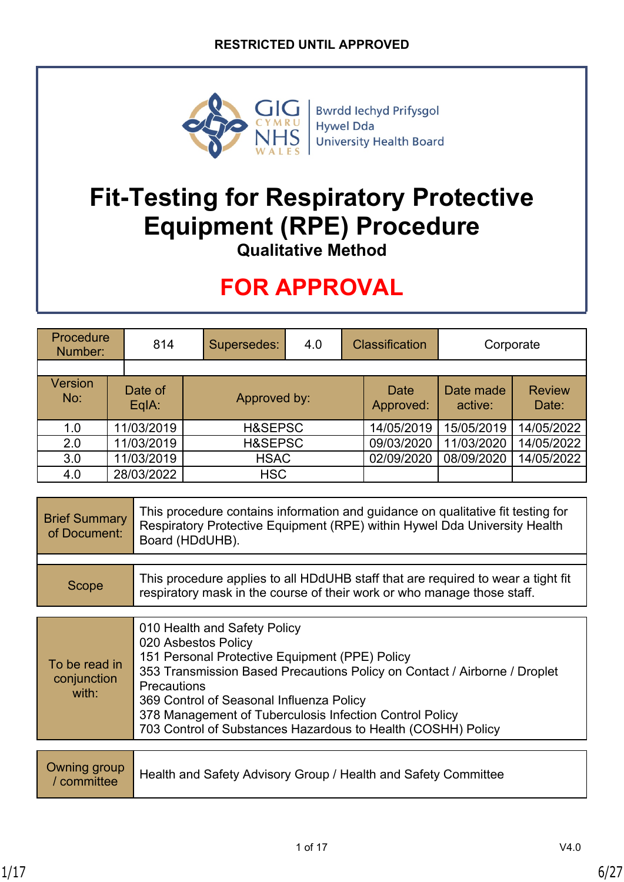**RESTRICTED UNTIL APPROVED**

GIG CYMRU NHS WALES | Bwrdd Iechyd Prifysgol Hywel Dda University Health Board

# Fit-Testing for Respiratory Protective Equipment (RPE) Procedure

**Qualitative Method**

**FOR APPROVAL**

| Procedure Number: | 814 | Supersedes: | 4.0 | Classification | Corporate |
|---|---|---|---|---|---|

| Version No: | Date of EqIA: | Approved by: | Date Approved: | Date made active: | Review Date: |
|---|---|---|---|---|---|
| 1.0 | 11/03/2019 | H&SEPSC | 14/05/2019 | 15/05/2019 | 14/05/2022 |
| 2.0 | 11/03/2019 | H&SEPSC | 09/03/2020 | 11/03/2020 | 14/05/2022 |
| 3.0 | 11/03/2019 | HSAC | 02/09/2020 | 08/09/2020 | 14/05/2022 |
| 4.0 | 28/03/2022 | HSC | | | |

| | |
|---|---|
| Brief Summary of Document: | This procedure contains information and guidance on qualitative fit testing for Respiratory Protective Equipment (RPE) within Hywel Dda University Health Board (HDdUHB). |
| Scope | This procedure applies to all HDdUHB staff that are required to wear a tight fit respiratory mask in the course of their work or who manage those staff. |

| | |
|---|---|
| To be read in conjunction with: | 010 Health and Safety Policy<br>020 Asbestos Policy<br>151 Personal Protective Equipment (PPE) Policy<br>353 Transmission Based Precautions Policy on Contact / Airborne / Droplet Precautions<br>369 Control of Seasonal Influenza Policy<br>378 Management of Tuberculosis Infection Control Policy<br>703 Control of Substances Hazardous to Health (COSHH) Policy |

| | |
|---|---|
| Owning group / committee | Health and Safety Advisory Group / Health and Safety Committee |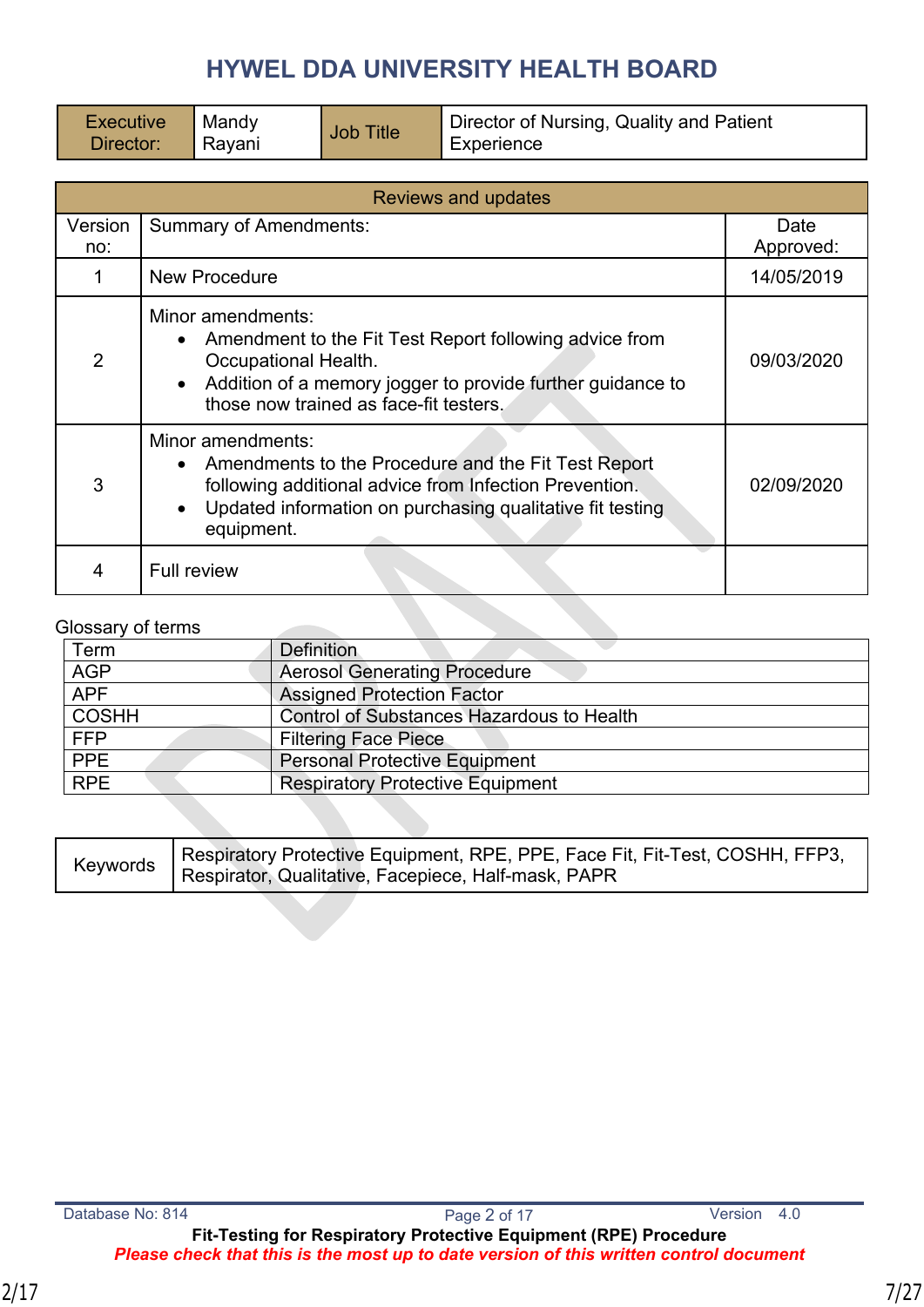# HYWEL DDA UNIVERSITY HEALTH BOARD

| Executive Director: | Mandy Rayani | Job Title | Director of Nursing, Quality and Patient Experience |
|---|---|---|---|

| Reviews and updates | | |
|---|---|---|
| Version no: | Summary of Amendments: | Date Approved: |
| 1 | New Procedure | 14/05/2019 |
| 2 | Minor amendments:<br>• Amendment to the Fit Test Report following advice from Occupational Health.<br>• Addition of a memory jogger to provide further guidance to those now trained as face-fit testers. | 09/03/2020 |
| 3 | Minor amendments:<br>• Amendments to the Procedure and the Fit Test Report following additional advice from Infection Prevention.<br>• Updated information on purchasing qualitative fit testing equipment. | 02/09/2020 |
| 4 | Full review | |

Glossary of terms

| Term | Definition |
|---|---|
| AGP | Aerosol Generating Procedure |
| APF | Assigned Protection Factor |
| COSHH | Control of Substances Hazardous to Health |
| FFP | Filtering Face Piece |
| PPE | Personal Protective Equipment |
| RPE | Respiratory Protective Equipment |

| Keywords | Respiratory Protective Equipment, RPE, PPE, Face Fit, Fit-Test, COSHH, FFP3, Respirator, Qualitative, Facepiece, Half-mask, PAPR |
|---|---|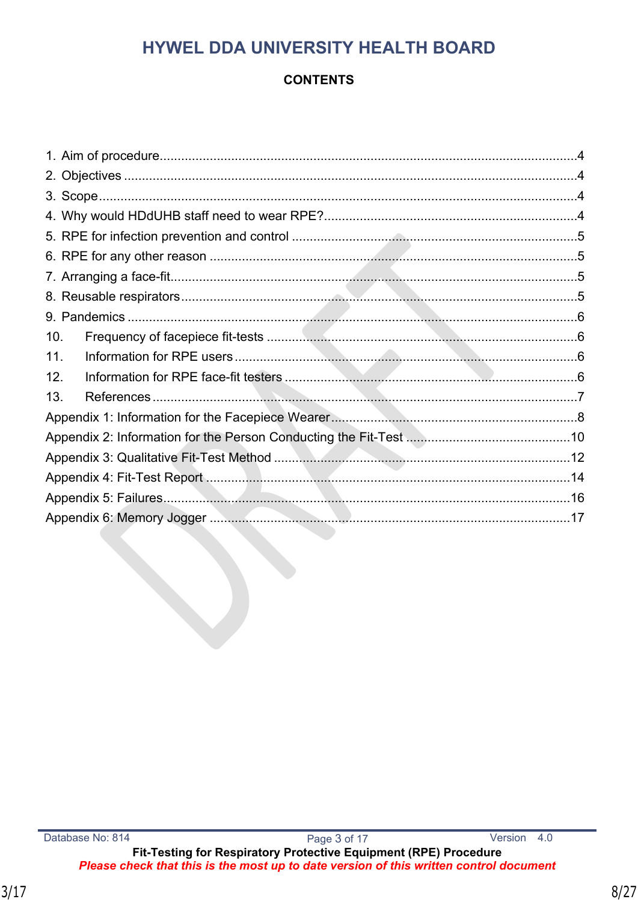# HYWEL DDA UNIVERSITY HEALTH BOARD

**CONTENTS**

1. Aim of procedure....................................................................................................................4
2. Objectives ...............................................................................................................................4
3. Scope......................................................................................................................................4
4. Why would HDdUHB staff need to wear RPE?.......................................................................4
5. RPE for infection prevention and control ................................................................................5
6. RPE for any other reason .......................................................................................................5
7. Arranging a face-fit..................................................................................................................5
8. Reusable respirators...............................................................................................................5
9. Pandemics ..............................................................................................................................6
10. Frequency of facepiece fit-tests ......................................................................................6
11. Information for RPE users ................................................................................................6
12. Information for RPE face-fit testers ..................................................................................6
13. References .......................................................................................................................7

Appendix 1: Information for the Facepiece Wearer.....................................................................8
Appendix 2: Information for the Person Conducting the Fit-Test ..............................................10
Appendix 3: Qualitative Fit-Test Method ...................................................................................12
Appendix 4: Fit-Test Report ......................................................................................................14
Appendix 5: Failures..................................................................................................................16
Appendix 6: Memory Jogger .....................................................................................................17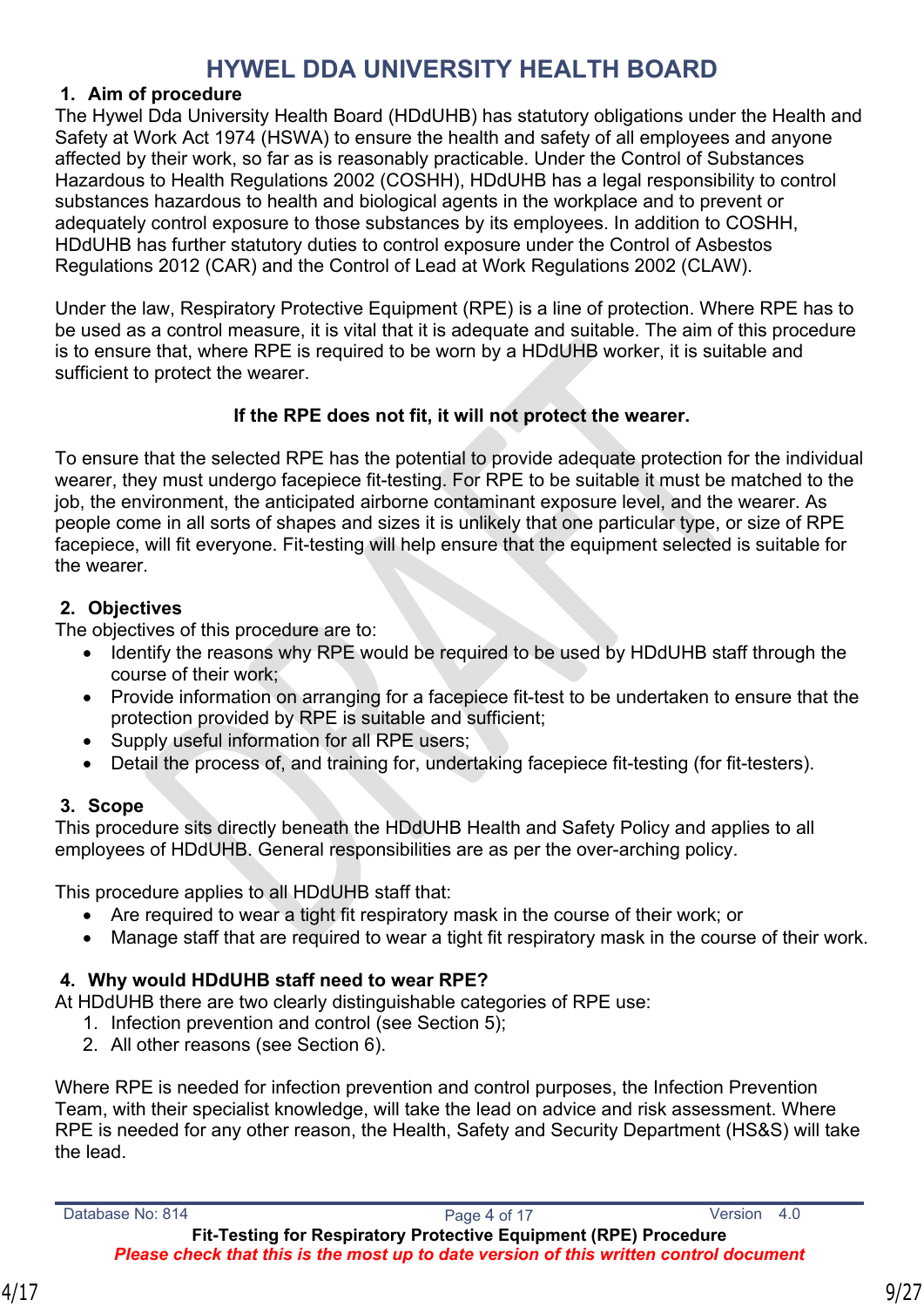# HYWEL DDA UNIVERSITY HEALTH BOARD

## 1. Aim of procedure

The Hywel Dda University Health Board (HDdUHB) has statutory obligations under the Health and Safety at Work Act 1974 (HSWA) to ensure the health and safety of all employees and anyone affected by their work, so far as is reasonably practicable. Under the Control of Substances Hazardous to Health Regulations 2002 (COSHH), HDdUHB has a legal responsibility to control substances hazardous to health and biological agents in the workplace and to prevent or adequately control exposure to those substances by its employees. In addition to COSHH, HDdUHB has further statutory duties to control exposure under the Control of Asbestos Regulations 2012 (CAR) and the Control of Lead at Work Regulations 2002 (CLAW).

Under the law, Respiratory Protective Equipment (RPE) is a line of protection. Where RPE has to be used as a control measure, it is vital that it is adequate and suitable. The aim of this procedure is to ensure that, where RPE is required to be worn by a HDdUHB worker, it is suitable and sufficient to protect the wearer.

**If the RPE does not fit, it will not protect the wearer.**

To ensure that the selected RPE has the potential to provide adequate protection for the individual wearer, they must undergo facepiece fit-testing. For RPE to be suitable it must be matched to the job, the environment, the anticipated airborne contaminant exposure level, and the wearer. As people come in all sorts of shapes and sizes it is unlikely that one particular type, or size of RPE facepiece, will fit everyone. Fit-testing will help ensure that the equipment selected is suitable for the wearer.

## 2. Objectives

The objectives of this procedure are to:

- Identify the reasons why RPE would be required to be used by HDdUHB staff through the course of their work;
- Provide information on arranging for a facepiece fit-test to be undertaken to ensure that the protection provided by RPE is suitable and sufficient;
- Supply useful information for all RPE users;
- Detail the process of, and training for, undertaking facepiece fit-testing (for fit-testers).

## 3. Scope

This procedure sits directly beneath the HDdUHB Health and Safety Policy and applies to all employees of HDdUHB. General responsibilities are as per the over-arching policy.

This procedure applies to all HDdUHB staff that:

- Are required to wear a tight fit respiratory mask in the course of their work; or
- Manage staff that are required to wear a tight fit respiratory mask in the course of their work.

## 4. Why would HDdUHB staff need to wear RPE?

At HDdUHB there are two clearly distinguishable categories of RPE use:

1. Infection prevention and control (see Section 5);
2. All other reasons (see Section 6).

Where RPE is needed for infection prevention and control purposes, the Infection Prevention Team, with their specialist knowledge, will take the lead on advice and risk assessment. Where RPE is needed for any other reason, the Health, Safety and Security Department (HS&S) will take the lead.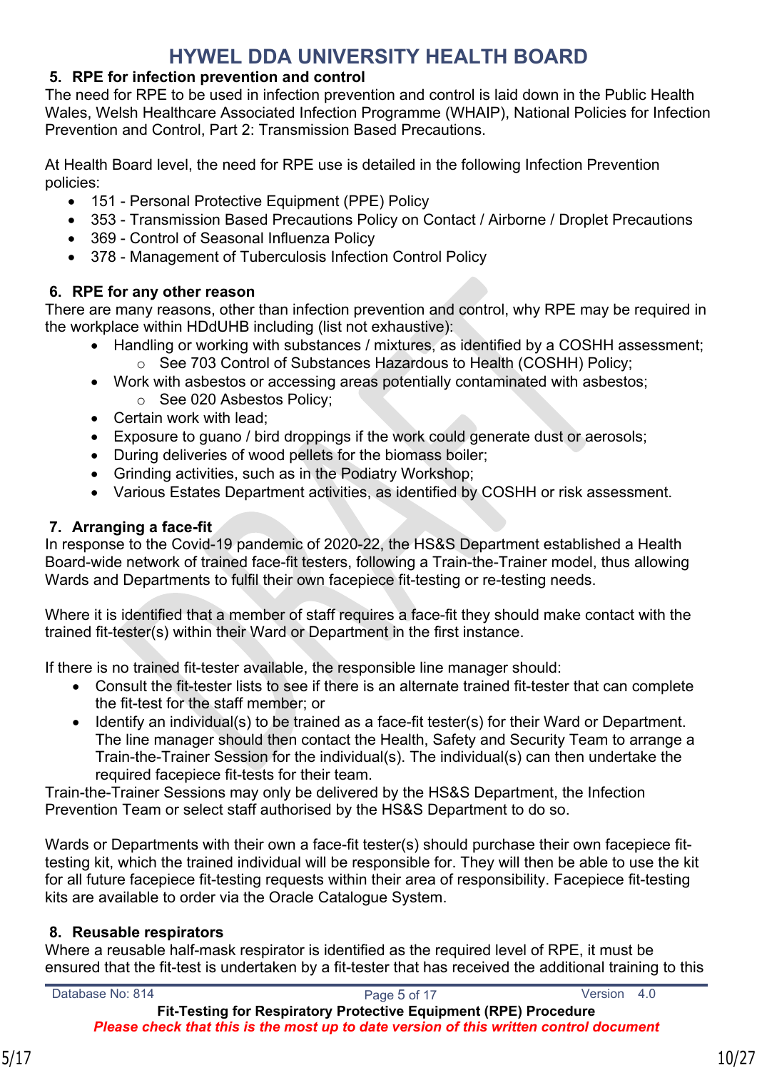## 5. RPE for infection prevention and control

The need for RPE to be used in infection prevention and control is laid down in the Public Health Wales, Welsh Healthcare Associated Infection Programme (WHAIP), National Policies for Infection Prevention and Control, Part 2: Transmission Based Precautions.

At Health Board level, the need for RPE use is detailed in the following Infection Prevention policies:

- 151 - Personal Protective Equipment (PPE) Policy
- 353 - Transmission Based Precautions Policy on Contact / Airborne / Droplet Precautions
- 369 - Control of Seasonal Influenza Policy
- 378 - Management of Tuberculosis Infection Control Policy

## 6. RPE for any other reason

There are many reasons, other than infection prevention and control, why RPE may be required in the workplace within HDdUHB including (list not exhaustive):

- Handling or working with substances / mixtures, as identified by a COSHH assessment;
  - See 703 Control of Substances Hazardous to Health (COSHH) Policy;
- Work with asbestos or accessing areas potentially contaminated with asbestos;
  - See 020 Asbestos Policy;
- Certain work with lead;
- Exposure to guano / bird droppings if the work could generate dust or aerosols;
- During deliveries of wood pellets for the biomass boiler;
- Grinding activities, such as in the Podiatry Workshop;
- Various Estates Department activities, as identified by COSHH or risk assessment.

## 7. Arranging a face-fit

In response to the Covid-19 pandemic of 2020-22, the HS&S Department established a Health Board-wide network of trained face-fit testers, following a Train-the-Trainer model, thus allowing Wards and Departments to fulfil their own facepiece fit-testing or re-testing needs.

Where it is identified that a member of staff requires a face-fit they should make contact with the trained fit-tester(s) within their Ward or Department in the first instance.

If there is no trained fit-tester available, the responsible line manager should:

- Consult the fit-tester lists to see if there is an alternate trained fit-tester that can complete the fit-test for the staff member; or
- Identify an individual(s) to be trained as a face-fit tester(s) for their Ward or Department. The line manager should then contact the Health, Safety and Security Team to arrange a Train-the-Trainer Session for the individual(s). The individual(s) can then undertake the required facepiece fit-tests for their team.

Train-the-Trainer Sessions may only be delivered by the HS&S Department, the Infection Prevention Team or select staff authorised by the HS&S Department to do so.

Wards or Departments with their own a face-fit tester(s) should purchase their own facepiece fit-testing kit, which the trained individual will be responsible for. They will then be able to use the kit for all future facepiece fit-testing requests within their area of responsibility. Facepiece fit-testing kits are available to order via the Oracle Catalogue System.

## 8. Reusable respirators

Where a reusable half-mask respirator is identified as the required level of RPE, it must be ensured that the fit-test is undertaken by a fit-tester that has received the additional training to this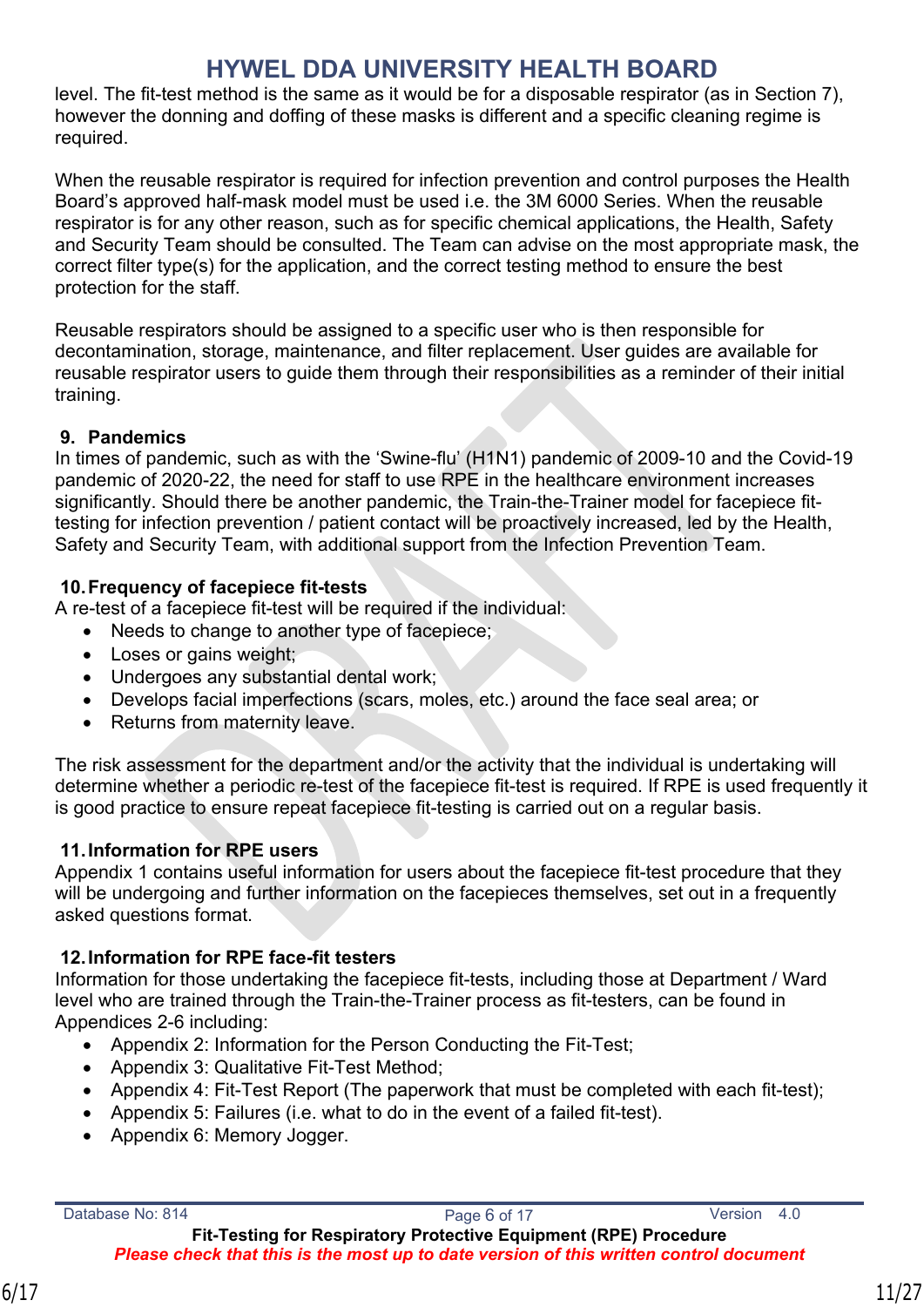level. The fit-test method is the same as it would be for a disposable respirator (as in Section 7), however the donning and doffing of these masks is different and a specific cleaning regime is required.

When the reusable respirator is required for infection prevention and control purposes the Health Board's approved half-mask model must be used i.e. the 3M 6000 Series. When the reusable respirator is for any other reason, such as for specific chemical applications, the Health, Safety and Security Team should be consulted. The Team can advise on the most appropriate mask, the correct filter type(s) for the application, and the correct testing method to ensure the best protection for the staff.

Reusable respirators should be assigned to a specific user who is then responsible for decontamination, storage, maintenance, and filter replacement. User guides are available for reusable respirator users to guide them through their responsibilities as a reminder of their initial training.

## 9. Pandemics

In times of pandemic, such as with the 'Swine-flu' (H1N1) pandemic of 2009-10 and the Covid-19 pandemic of 2020-22, the need for staff to use RPE in the healthcare environment increases significantly. Should there be another pandemic, the Train-the-Trainer model for facepiece fit-testing for infection prevention / patient contact will be proactively increased, led by the Health, Safety and Security Team, with additional support from the Infection Prevention Team.

## 10. Frequency of facepiece fit-tests

A re-test of a facepiece fit-test will be required if the individual:

- Needs to change to another type of facepiece;
- Loses or gains weight;
- Undergoes any substantial dental work;
- Develops facial imperfections (scars, moles, etc.) around the face seal area; or
- Returns from maternity leave.

The risk assessment for the department and/or the activity that the individual is undertaking will determine whether a periodic re-test of the facepiece fit-test is required. If RPE is used frequently it is good practice to ensure repeat facepiece fit-testing is carried out on a regular basis.

## 11. Information for RPE users

Appendix 1 contains useful information for users about the facepiece fit-test procedure that they will be undergoing and further information on the facepieces themselves, set out in a frequently asked questions format.

## 12. Information for RPE face-fit testers

Information for those undertaking the facepiece fit-tests, including those at Department / Ward level who are trained through the Train-the-Trainer process as fit-testers, can be found in Appendices 2-6 including:

- Appendix 2: Information for the Person Conducting the Fit-Test;
- Appendix 3: Qualitative Fit-Test Method;
- Appendix 4: Fit-Test Report (The paperwork that must be completed with each fit-test);
- Appendix 5: Failures (i.e. what to do in the event of a failed fit-test).
- Appendix 6: Memory Jogger.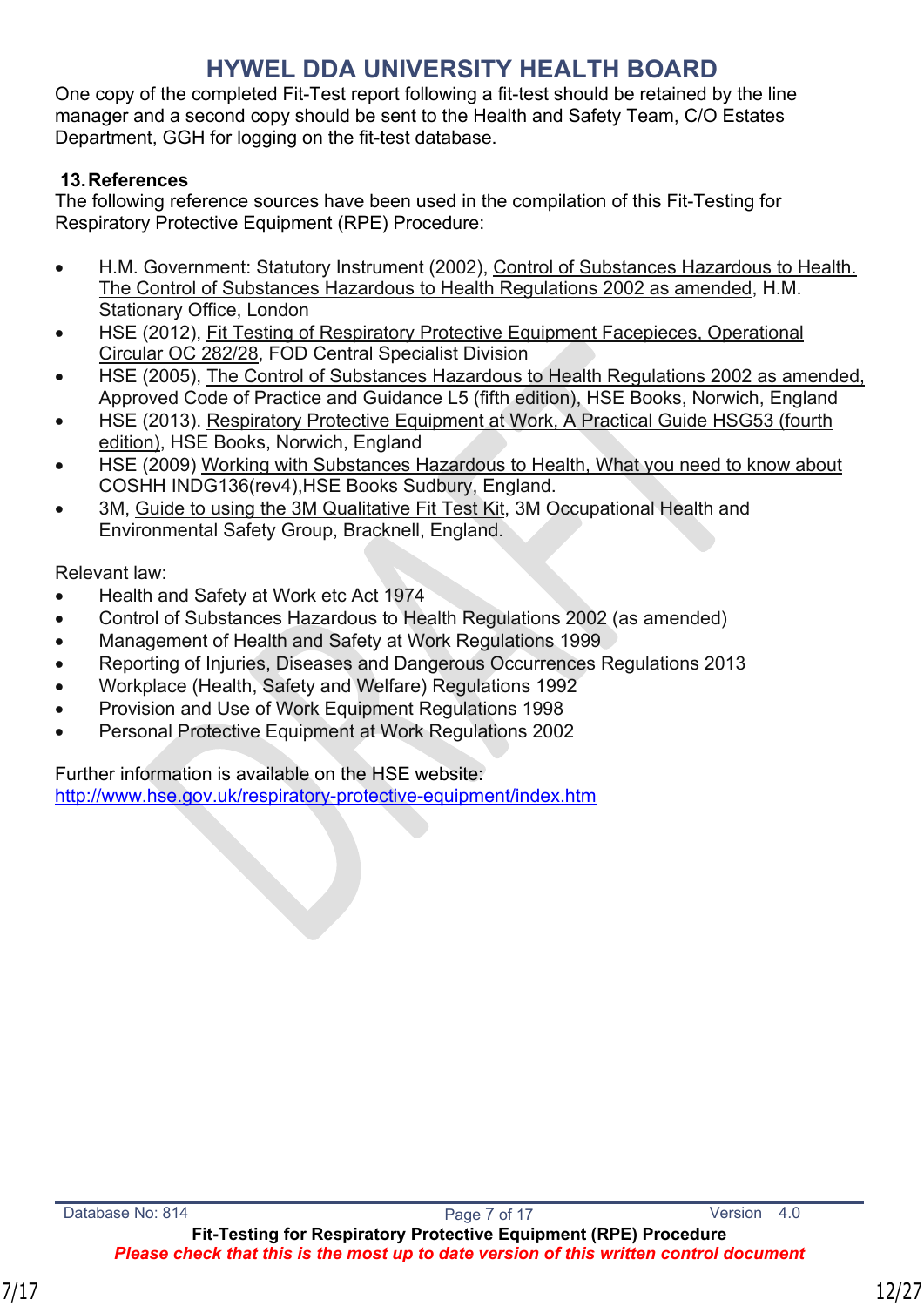One copy of the completed Fit-Test report following a fit-test should be retained by the line manager and a second copy should be sent to the Health and Safety Team, C/O Estates Department, GGH for logging on the fit-test database.

## 13. References

The following reference sources have been used in the compilation of this Fit-Testing for Respiratory Protective Equipment (RPE) Procedure:

- H.M. Government: Statutory Instrument (2002), Control of Substances Hazardous to Health. The Control of Substances Hazardous to Health Regulations 2002 as amended, H.M. Stationary Office, London
- HSE (2012), Fit Testing of Respiratory Protective Equipment Facepieces, Operational Circular OC 282/28, FOD Central Specialist Division
- HSE (2005), The Control of Substances Hazardous to Health Regulations 2002 as amended, Approved Code of Practice and Guidance L5 (fifth edition), HSE Books, Norwich, England
- HSE (2013). Respiratory Protective Equipment at Work, A Practical Guide HSG53 (fourth edition), HSE Books, Norwich, England
- HSE (2009) Working with Substances Hazardous to Health, What you need to know about COSHH INDG136(rev4),HSE Books Sudbury, England.
- 3M, Guide to using the 3M Qualitative Fit Test Kit, 3M Occupational Health and Environmental Safety Group, Bracknell, England.

Relevant law:

- Health and Safety at Work etc Act 1974
- Control of Substances Hazardous to Health Regulations 2002 (as amended)
- Management of Health and Safety at Work Regulations 1999
- Reporting of Injuries, Diseases and Dangerous Occurrences Regulations 2013
- Workplace (Health, Safety and Welfare) Regulations 1992
- Provision and Use of Work Equipment Regulations 1998
- Personal Protective Equipment at Work Regulations 2002

Further information is available on the HSE website:
http://www.hse.gov.uk/respiratory-protective-equipment/index.htm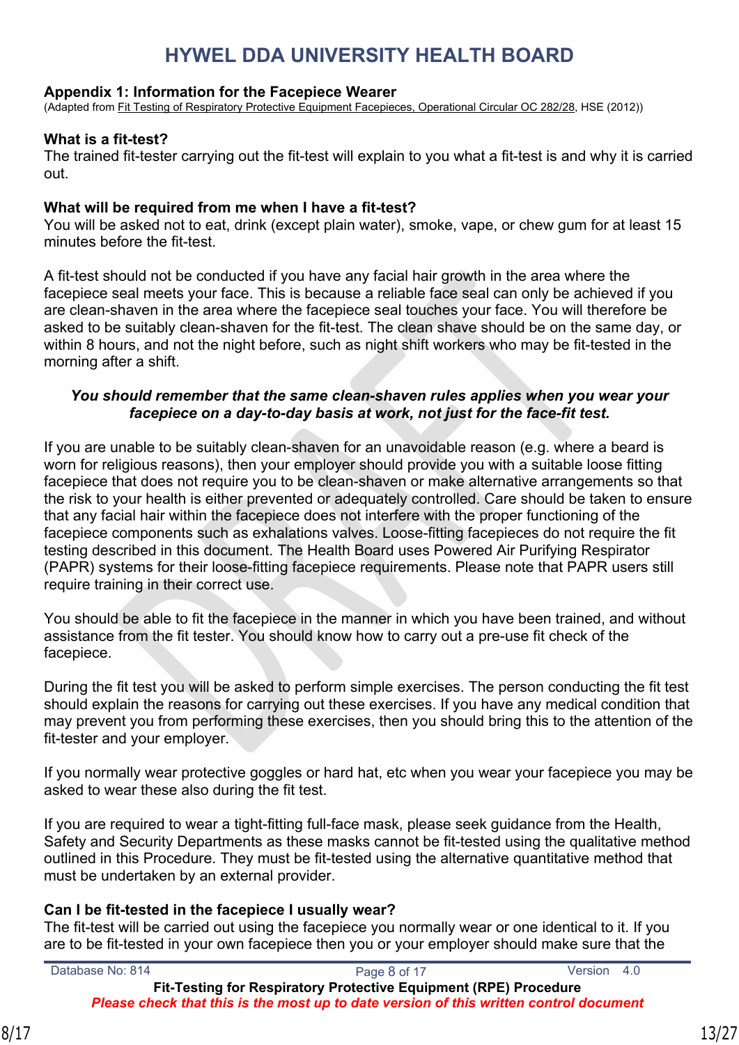## Appendix 1: Information for the Facepiece Wearer

(Adapted from Fit Testing of Respiratory Protective Equipment Facepieces, Operational Circular OC 282/28, HSE (2012))

### What is a fit-test?

The trained fit-tester carrying out the fit-test will explain to you what a fit-test is and why it is carried out.

### What will be required from me when I have a fit-test?

You will be asked not to eat, drink (except plain water), smoke, vape, or chew gum for at least 15 minutes before the fit-test.

A fit-test should not be conducted if you have any facial hair growth in the area where the facepiece seal meets your face. This is because a reliable face seal can only be achieved if you are clean-shaven in the area where the facepiece seal touches your face. You will therefore be asked to be suitably clean-shaven for the fit-test. The clean shave should be on the same day, or within 8 hours, and not the night before, such as night shift workers who may be fit-tested in the morning after a shift.

***You should remember that the same clean-shaven rules applies when you wear your facepiece on a day-to-day basis at work, not just for the face-fit test.***

If you are unable to be suitably clean-shaven for an unavoidable reason (e.g. where a beard is worn for religious reasons), then your employer should provide you with a suitable loose fitting facepiece that does not require you to be clean-shaven or make alternative arrangements so that the risk to your health is either prevented or adequately controlled. Care should be taken to ensure that any facial hair within the facepiece does not interfere with the proper functioning of the facepiece components such as exhalations valves. Loose-fitting facepieces do not require the fit testing described in this document. The Health Board uses Powered Air Purifying Respirator (PAPR) systems for their loose-fitting facepiece requirements. Please note that PAPR users still require training in their correct use.

You should be able to fit the facepiece in the manner in which you have been trained, and without assistance from the fit tester. You should know how to carry out a pre-use fit check of the facepiece.

During the fit test you will be asked to perform simple exercises. The person conducting the fit test should explain the reasons for carrying out these exercises. If you have any medical condition that may prevent you from performing these exercises, then you should bring this to the attention of the fit-tester and your employer.

If you normally wear protective goggles or hard hat, etc when you wear your facepiece you may be asked to wear these also during the fit test.

If you are required to wear a tight-fitting full-face mask, please seek guidance from the Health, Safety and Security Departments as these masks cannot be fit-tested using the qualitative method outlined in this Procedure. They must be fit-tested using the alternative quantitative method that must be undertaken by an external provider.

### Can I be fit-tested in the facepiece I usually wear?

The fit-test will be carried out using the facepiece you normally wear or one identical to it. If you are to be fit-tested in your own facepiece then you or your employer should make sure that the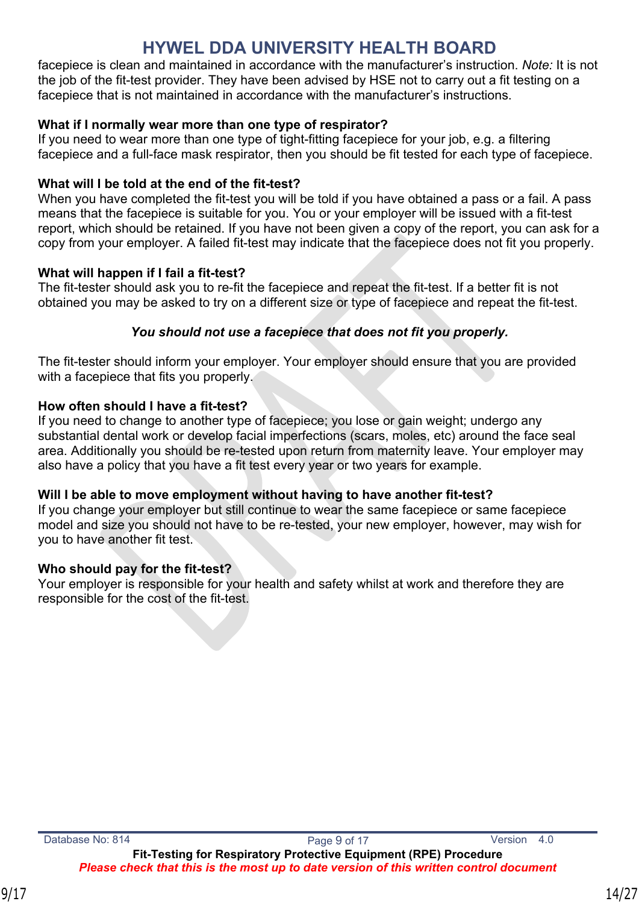facepiece is clean and maintained in accordance with the manufacturer's instruction. *Note:* It is not the job of the fit-test provider. They have been advised by HSE not to carry out a fit testing on a facepiece that is not maintained in accordance with the manufacturer's instructions.

**What if I normally wear more than one type of respirator?**
If you need to wear more than one type of tight-fitting facepiece for your job, e.g. a filtering facepiece and a full-face mask respirator, then you should be fit tested for each type of facepiece.

**What will I be told at the end of the fit-test?**
When you have completed the fit-test you will be told if you have obtained a pass or a fail. A pass means that the facepiece is suitable for you. You or your employer will be issued with a fit-test report, which should be retained. If you have not been given a copy of the report, you can ask for a copy from your employer. A failed fit-test may indicate that the facepiece does not fit you properly.

**What will happen if I fail a fit-test?**
The fit-tester should ask you to re-fit the facepiece and repeat the fit-test. If a better fit is not obtained you may be asked to try on a different size or type of facepiece and repeat the fit-test.

***You should not use a facepiece that does not fit you properly.***

The fit-tester should inform your employer. Your employer should ensure that you are provided with a facepiece that fits you properly.

**How often should I have a fit-test?**
If you need to change to another type of facepiece; you lose or gain weight; undergo any substantial dental work or develop facial imperfections (scars, moles, etc) around the face seal area. Additionally you should be re-tested upon return from maternity leave. Your employer may also have a policy that you have a fit test every year or two years for example.

**Will I be able to move employment without having to have another fit-test?**
If you change your employer but still continue to wear the same facepiece or same facepiece model and size you should not have to be re-tested, your new employer, however, may wish for you to have another fit test.

**Who should pay for the fit-test?**
Your employer is responsible for your health and safety whilst at work and therefore they are responsible for the cost of the fit-test.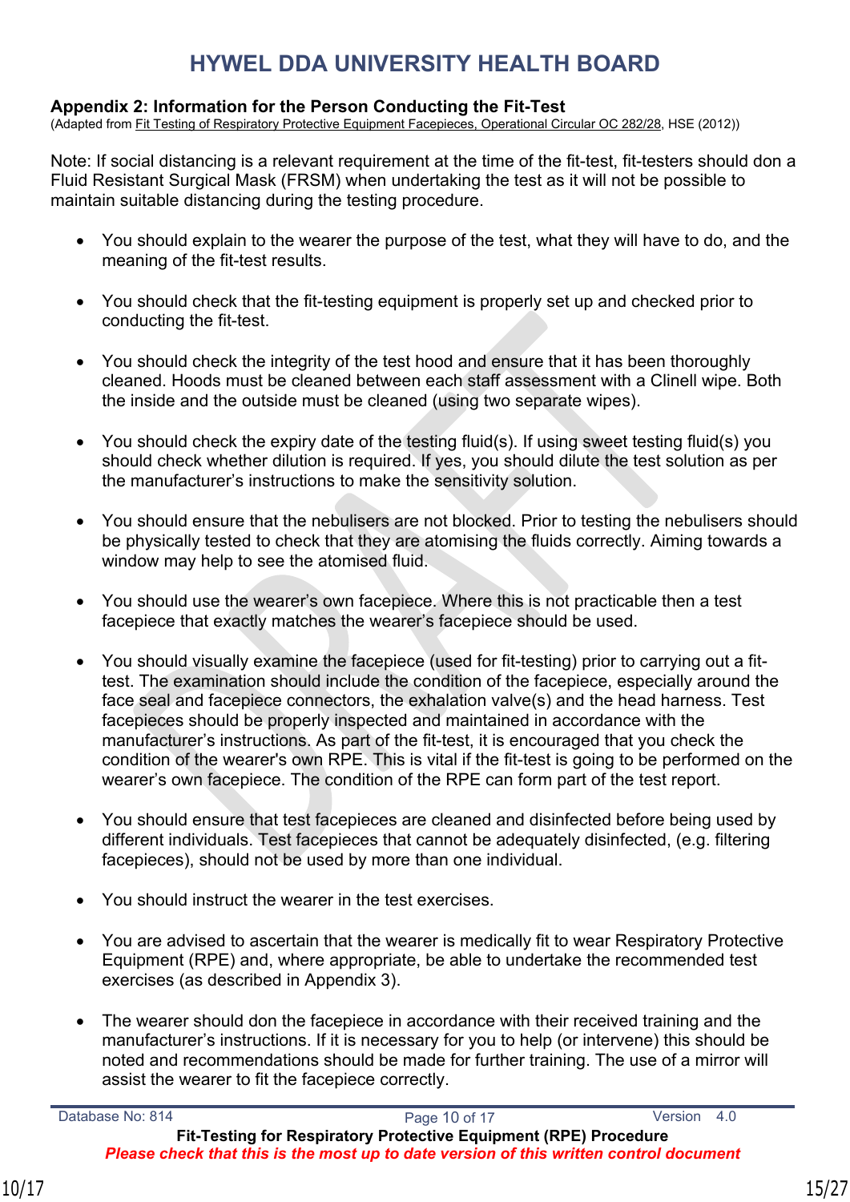# HYWEL DDA UNIVERSITY HEALTH BOARD

**Appendix 2: Information for the Person Conducting the Fit-Test**

(Adapted from Fit Testing of Respiratory Protective Equipment Facepieces, Operational Circular OC 282/28, HSE (2012))

Note: If social distancing is a relevant requirement at the time of the fit-test, fit-testers should don a Fluid Resistant Surgical Mask (FRSM) when undertaking the test as it will not be possible to maintain suitable distancing during the testing procedure.

- You should explain to the wearer the purpose of the test, what they will have to do, and the meaning of the fit-test results.
- You should check that the fit-testing equipment is properly set up and checked prior to conducting the fit-test.
- You should check the integrity of the test hood and ensure that it has been thoroughly cleaned. Hoods must be cleaned between each staff assessment with a Clinell wipe. Both the inside and the outside must be cleaned (using two separate wipes).
- You should check the expiry date of the testing fluid(s). If using sweet testing fluid(s) you should check whether dilution is required. If yes, you should dilute the test solution as per the manufacturer's instructions to make the sensitivity solution.
- You should ensure that the nebulisers are not blocked. Prior to testing the nebulisers should be physically tested to check that they are atomising the fluids correctly. Aiming towards a window may help to see the atomised fluid.
- You should use the wearer's own facepiece. Where this is not practicable then a test facepiece that exactly matches the wearer's facepiece should be used.
- You should visually examine the facepiece (used for fit-testing) prior to carrying out a fit-test. The examination should include the condition of the facepiece, especially around the face seal and facepiece connectors, the exhalation valve(s) and the head harness. Test facepieces should be properly inspected and maintained in accordance with the manufacturer's instructions. As part of the fit-test, it is encouraged that you check the condition of the wearer's own RPE. This is vital if the fit-test is going to be performed on the wearer's own facepiece. The condition of the RPE can form part of the test report.
- You should ensure that test facepieces are cleaned and disinfected before being used by different individuals. Test facepieces that cannot be adequately disinfected, (e.g. filtering facepieces), should not be used by more than one individual.
- You should instruct the wearer in the test exercises.
- You are advised to ascertain that the wearer is medically fit to wear Respiratory Protective Equipment (RPE) and, where appropriate, be able to undertake the recommended test exercises (as described in Appendix 3).
- The wearer should don the facepiece in accordance with their received training and the manufacturer's instructions. If it is necessary for you to help (or intervene) this should be noted and recommendations should be made for further training. The use of a mirror will assist the wearer to fit the facepiece correctly.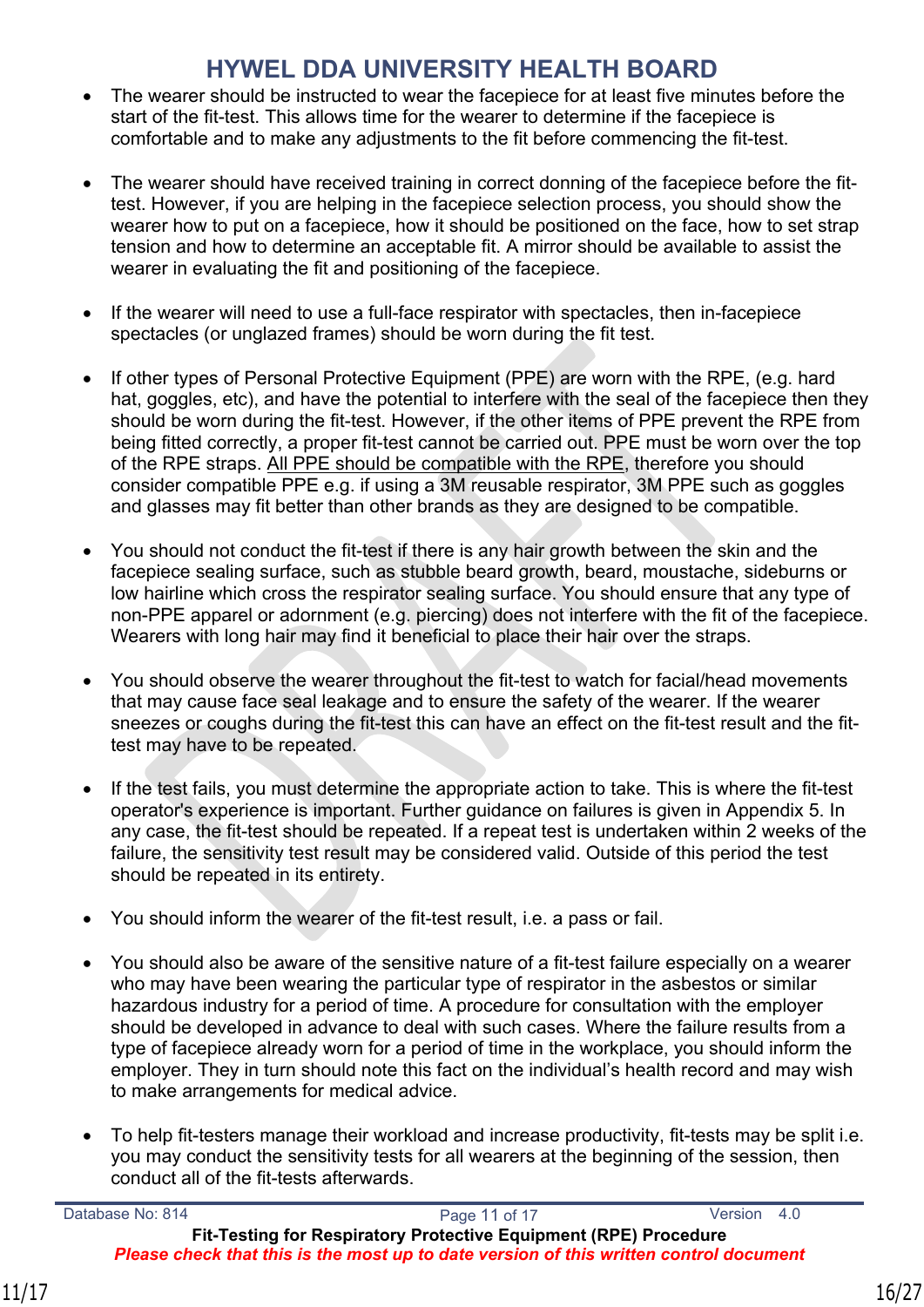- The wearer should be instructed to wear the facepiece for at least five minutes before the start of the fit-test. This allows time for the wearer to determine if the facepiece is comfortable and to make any adjustments to the fit before commencing the fit-test.

- The wearer should have received training in correct donning of the facepiece before the fit-test. However, if you are helping in the facepiece selection process, you should show the wearer how to put on a facepiece, how it should be positioned on the face, how to set strap tension and how to determine an acceptable fit. A mirror should be available to assist the wearer in evaluating the fit and positioning of the facepiece.

- If the wearer will need to use a full-face respirator with spectacles, then in-facepiece spectacles (or unglazed frames) should be worn during the fit test.

- If other types of Personal Protective Equipment (PPE) are worn with the RPE, (e.g. hard hat, goggles, etc), and have the potential to interfere with the seal of the facepiece then they should be worn during the fit-test. However, if the other items of PPE prevent the RPE from being fitted correctly, a proper fit-test cannot be carried out. PPE must be worn over the top of the RPE straps. All PPE should be compatible with the RPE, therefore you should consider compatible PPE e.g. if using a 3M reusable respirator, 3M PPE such as goggles and glasses may fit better than other brands as they are designed to be compatible.

- You should not conduct the fit-test if there is any hair growth between the skin and the facepiece sealing surface, such as stubble beard growth, beard, moustache, sideburns or low hairline which cross the respirator sealing surface. You should ensure that any type of non-PPE apparel or adornment (e.g. piercing) does not interfere with the fit of the facepiece. Wearers with long hair may find it beneficial to place their hair over the straps.

- You should observe the wearer throughout the fit-test to watch for facial/head movements that may cause face seal leakage and to ensure the safety of the wearer. If the wearer sneezes or coughs during the fit-test this can have an effect on the fit-test result and the fit-test may have to be repeated.

- If the test fails, you must determine the appropriate action to take. This is where the fit-test operator's experience is important. Further guidance on failures is given in Appendix 5. In any case, the fit-test should be repeated. If a repeat test is undertaken within 2 weeks of the failure, the sensitivity test result may be considered valid. Outside of this period the test should be repeated in its entirety.

- You should inform the wearer of the fit-test result, i.e. a pass or fail.

- You should also be aware of the sensitive nature of a fit-test failure especially on a wearer who may have been wearing the particular type of respirator in the asbestos or similar hazardous industry for a period of time. A procedure for consultation with the employer should be developed in advance to deal with such cases. Where the failure results from a type of facepiece already worn for a period of time in the workplace, you should inform the employer. They in turn should note this fact on the individual's health record and may wish to make arrangements for medical advice.

- To help fit-testers manage their workload and increase productivity, fit-tests may be split i.e. you may conduct the sensitivity tests for all wearers at the beginning of the session, then conduct all of the fit-tests afterwards.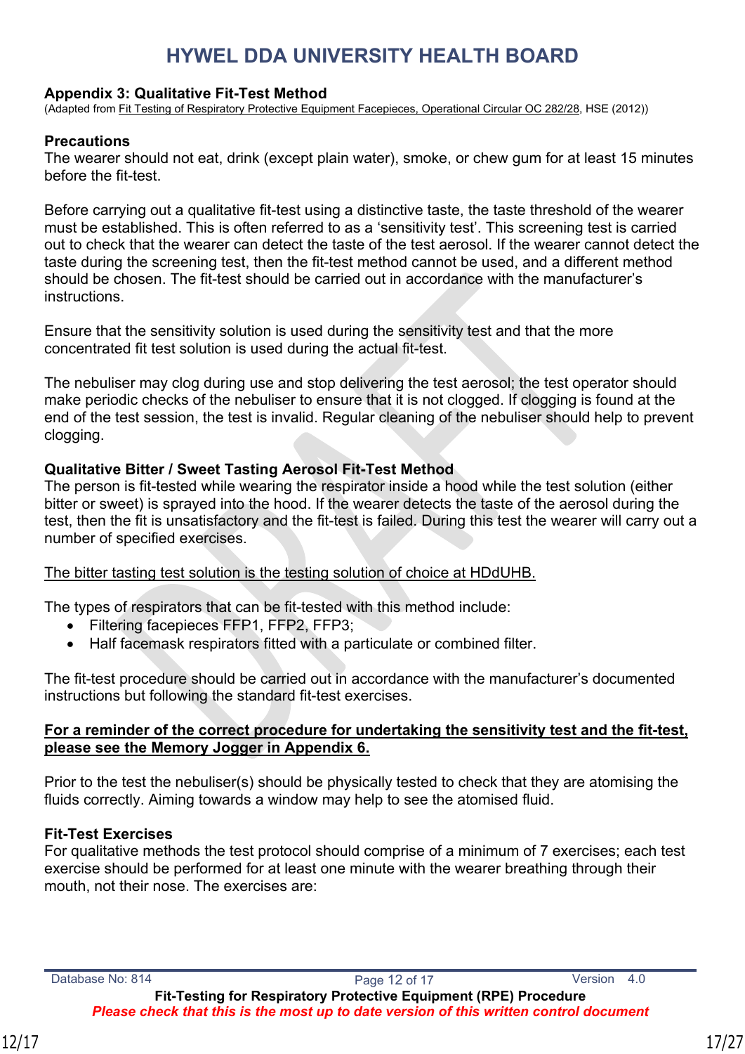## Appendix 3: Qualitative Fit-Test Method

(Adapted from Fit Testing of Respiratory Protective Equipment Facepieces, Operational Circular OC 282/28, HSE (2012))

### Precautions

The wearer should not eat, drink (except plain water), smoke, or chew gum for at least 15 minutes before the fit-test.

Before carrying out a qualitative fit-test using a distinctive taste, the taste threshold of the wearer must be established. This is often referred to as a 'sensitivity test'. This screening test is carried out to check that the wearer can detect the taste of the test aerosol. If the wearer cannot detect the taste during the screening test, then the fit-test method cannot be used, and a different method should be chosen. The fit-test should be carried out in accordance with the manufacturer's instructions.

Ensure that the sensitivity solution is used during the sensitivity test and that the more concentrated fit test solution is used during the actual fit-test.

The nebuliser may clog during use and stop delivering the test aerosol; the test operator should make periodic checks of the nebuliser to ensure that it is not clogged. If clogging is found at the end of the test session, the test is invalid. Regular cleaning of the nebuliser should help to prevent clogging.

### Qualitative Bitter / Sweet Tasting Aerosol Fit-Test Method

The person is fit-tested while wearing the respirator inside a hood while the test solution (either bitter or sweet) is sprayed into the hood. If the wearer detects the taste of the aerosol during the test, then the fit is unsatisfactory and the fit-test is failed. During this test the wearer will carry out a number of specified exercises.

The bitter tasting test solution is the testing solution of choice at HDdUHB.

The types of respirators that can be fit-tested with this method include:

- Filtering facepieces FFP1, FFP2, FFP3;
- Half facemask respirators fitted with a particulate or combined filter.

The fit-test procedure should be carried out in accordance with the manufacturer's documented instructions but following the standard fit-test exercises.

**For a reminder of the correct procedure for undertaking the sensitivity test and the fit-test, please see the Memory Jogger in Appendix 6.**

Prior to the test the nebuliser(s) should be physically tested to check that they are atomising the fluids correctly. Aiming towards a window may help to see the atomised fluid.

### Fit-Test Exercises

For qualitative methods the test protocol should comprise of a minimum of 7 exercises; each test exercise should be performed for at least one minute with the wearer breathing through their mouth, not their nose. The exercises are: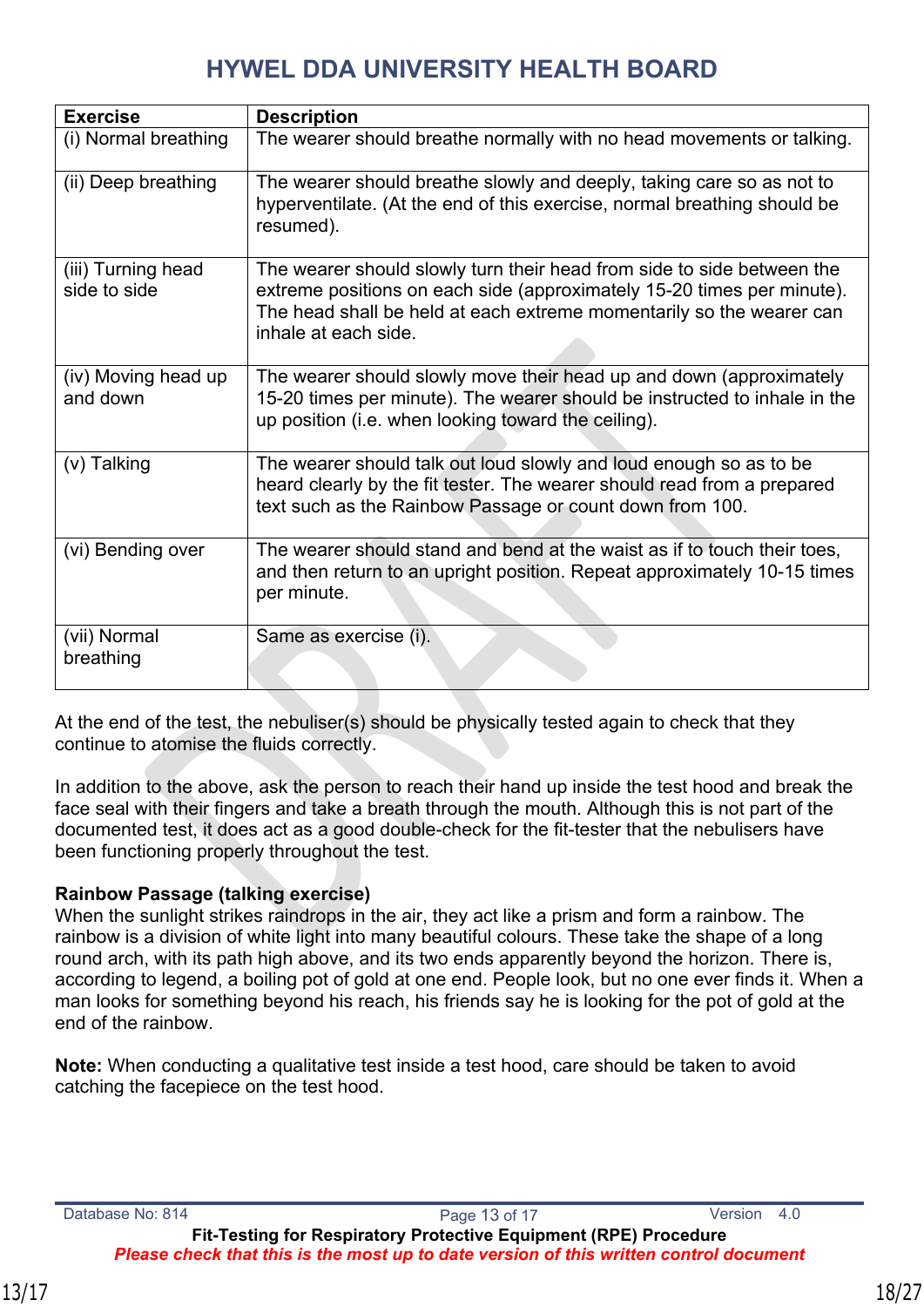| Exercise | Description |
|---|---|
| (i) Normal breathing | The wearer should breathe normally with no head movements or talking. |
| (ii) Deep breathing | The wearer should breathe slowly and deeply, taking care so as not to hyperventilate. (At the end of this exercise, normal breathing should be resumed). |
| (iii) Turning head side to side | The wearer should slowly turn their head from side to side between the extreme positions on each side (approximately 15-20 times per minute). The head shall be held at each extreme momentarily so the wearer can inhale at each side. |
| (iv) Moving head up and down | The wearer should slowly move their head up and down (approximately 15-20 times per minute). The wearer should be instructed to inhale in the up position (i.e. when looking toward the ceiling). |
| (v) Talking | The wearer should talk out loud slowly and loud enough so as to be heard clearly by the fit tester. The wearer should read from a prepared text such as the Rainbow Passage or count down from 100. |
| (vi) Bending over | The wearer should stand and bend at the waist as if to touch their toes, and then return to an upright position. Repeat approximately 10-15 times per minute. |
| (vii) Normal breathing | Same as exercise (i). |

At the end of the test, the nebuliser(s) should be physically tested again to check that they continue to atomise the fluids correctly.

In addition to the above, ask the person to reach their hand up inside the test hood and break the face seal with their fingers and take a breath through the mouth. Although this is not part of the documented test, it does act as a good double-check for the fit-tester that the nebulisers have been functioning properly throughout the test.

**Rainbow Passage (talking exercise)**
When the sunlight strikes raindrops in the air, they act like a prism and form a rainbow. The rainbow is a division of white light into many beautiful colours. These take the shape of a long round arch, with its path high above, and its two ends apparently beyond the horizon. There is, according to legend, a boiling pot of gold at one end. People look, but no one ever finds it. When a man looks for something beyond his reach, his friends say he is looking for the pot of gold at the end of the rainbow.

**Note:** When conducting a qualitative test inside a test hood, care should be taken to avoid catching the facepiece on the test hood.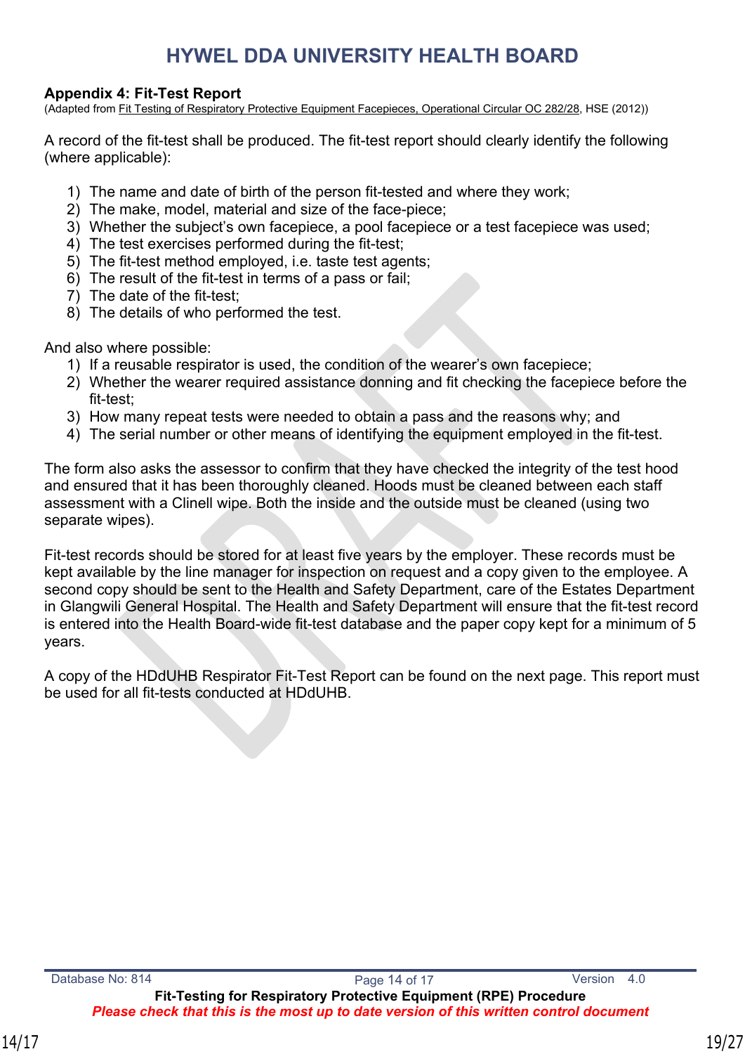## Appendix 4: Fit-Test Report

(Adapted from Fit Testing of Respiratory Protective Equipment Facepieces, Operational Circular OC 282/28, HSE (2012))

A record of the fit-test shall be produced. The fit-test report should clearly identify the following (where applicable):

1) The name and date of birth of the person fit-tested and where they work;
2) The make, model, material and size of the face-piece;
3) Whether the subject's own facepiece, a pool facepiece or a test facepiece was used;
4) The test exercises performed during the fit-test;
5) The fit-test method employed, i.e. taste test agents;
6) The result of the fit-test in terms of a pass or fail;
7) The date of the fit-test;
8) The details of who performed the test.

And also where possible:

1) If a reusable respirator is used, the condition of the wearer's own facepiece;
2) Whether the wearer required assistance donning and fit checking the facepiece before the fit-test;
3) How many repeat tests were needed to obtain a pass and the reasons why; and
4) The serial number or other means of identifying the equipment employed in the fit-test.

The form also asks the assessor to confirm that they have checked the integrity of the test hood and ensured that it has been thoroughly cleaned. Hoods must be cleaned between each staff assessment with a Clinell wipe. Both the inside and the outside must be cleaned (using two separate wipes).

Fit-test records should be stored for at least five years by the employer. These records must be kept available by the line manager for inspection on request and a copy given to the employee. A second copy should be sent to the Health and Safety Department, care of the Estates Department in Glangwili General Hospital. The Health and Safety Department will ensure that the fit-test record is entered into the Health Board-wide fit-test database and the paper copy kept for a minimum of 5 years.

A copy of the HDdUHB Respirator Fit-Test Report can be found on the next page. This report must be used for all fit-tests conducted at HDdUHB.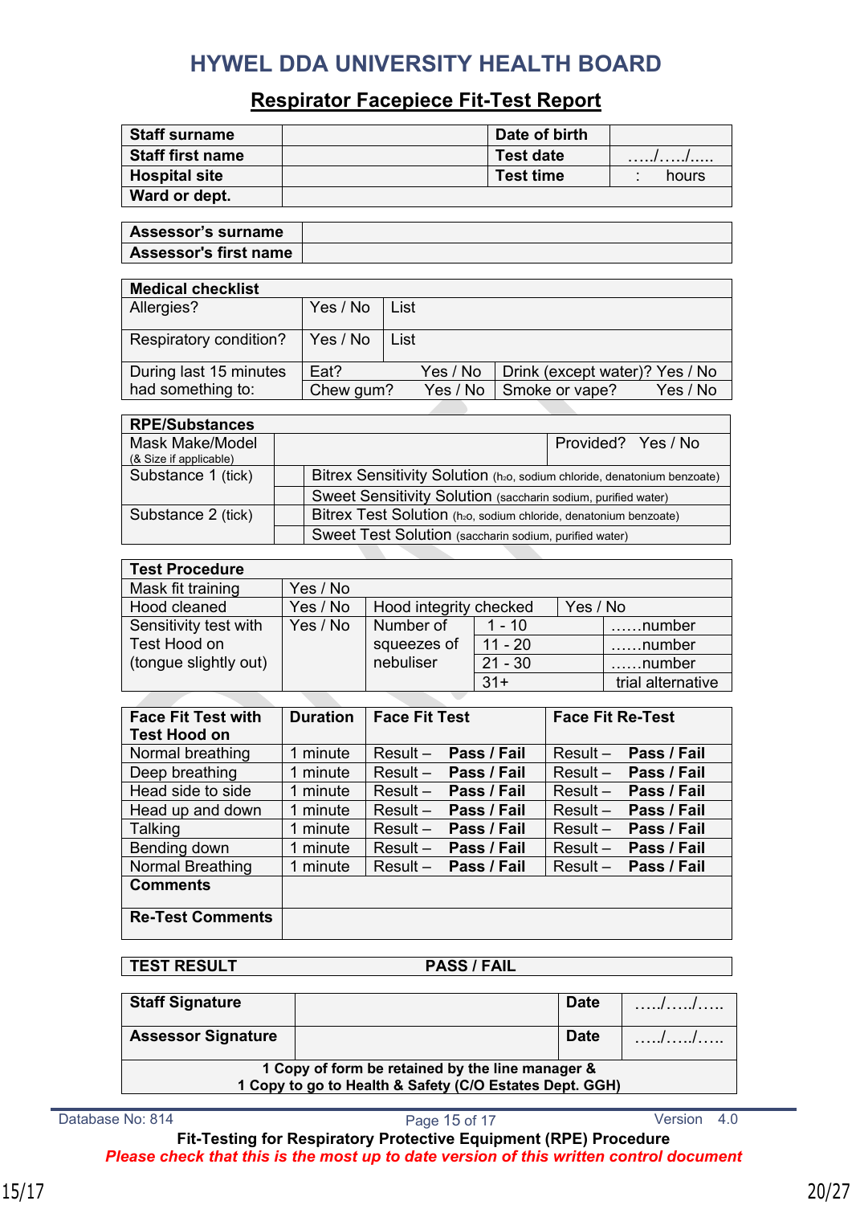# HYWEL DDA UNIVERSITY HEALTH BOARD

## Respirator Facepiece Fit-Test Report

| **Staff surname** | | **Date of birth** | |
|---|---|---|---|
| **Staff first name** | | **Test date** | …../…../….. |
| **Hospital site** | | **Test time** | : hours |
| **Ward or dept.** | | | |

| **Assessor's surname** | |
|---|---|
| **Assessor's first name** | |

| **Medical checklist** | | | |
|---|---|---|---|
| Allergies? | Yes / No | List | |
| Respiratory condition? | Yes / No | List | |
| During last 15 minutes had something to: | Eat? Yes / No | Drink (except water)? Yes / No | |
| | Chew gum? Yes / No | Smoke or vape? Yes / No | |

| **RPE/Substances** | | |
|---|---|---|
| Mask Make/Model (& Size if applicable) | | Provided? Yes / No |
| Substance 1 (tick) | | Bitrex Sensitivity Solution ($H_2O$, sodium chloride, denatonium benzoate) |
| | | Sweet Sensitivity Solution (saccharin sodium, purified water) |
| Substance 2 (tick) | | Bitrex Test Solution ($H_2O$, sodium chloride, denatonium benzoate) |
| | | Sweet Test Solution (saccharin sodium, purified water) |

| **Test Procedure** | | | | |
|---|---|---|---|---|
| Mask fit training | Yes / No | | | |
| Hood cleaned | Yes / No | Hood integrity checked | Yes / No | |
| Sensitivity test with Test Hood on (tongue slightly out) | Yes / No | Number of squeezes of nebuliser | 1 - 10 | ……number |
| | | | 11 - 20 | ……number |
| | | | 21 - 30 | ……number |
| | | | 31+ | trial alternative |

| **Face Fit Test with Test Hood on** | **Duration** | **Face Fit Test** | **Face Fit Re-Test** |
|---|---|---|---|
| Normal breathing | 1 minute | Result – **Pass / Fail** | Result – **Pass / Fail** |
| Deep breathing | 1 minute | Result – **Pass / Fail** | Result – **Pass / Fail** |
| Head side to side | 1 minute | Result – **Pass / Fail** | Result – **Pass / Fail** |
| Head up and down | 1 minute | Result – **Pass / Fail** | Result – **Pass / Fail** |
| Talking | 1 minute | Result – **Pass / Fail** | Result – **Pass / Fail** |
| Bending down | 1 minute | Result – **Pass / Fail** | Result – **Pass / Fail** |
| Normal Breathing | 1 minute | Result – **Pass / Fail** | Result – **Pass / Fail** |
| **Comments** | | | |
| **Re-Test Comments** | | | |

| **TEST RESULT** | **PASS / FAIL** |
|---|---|

| **Staff Signature** | | **Date** | …../…../….. |
|---|---|---|---|
| **Assessor Signature** | | **Date** | …../…../….. |

**1 Copy of form be retained by the line manager &**
**1 Copy to go to Health & Safety (C/O Estates Dept. GGH)**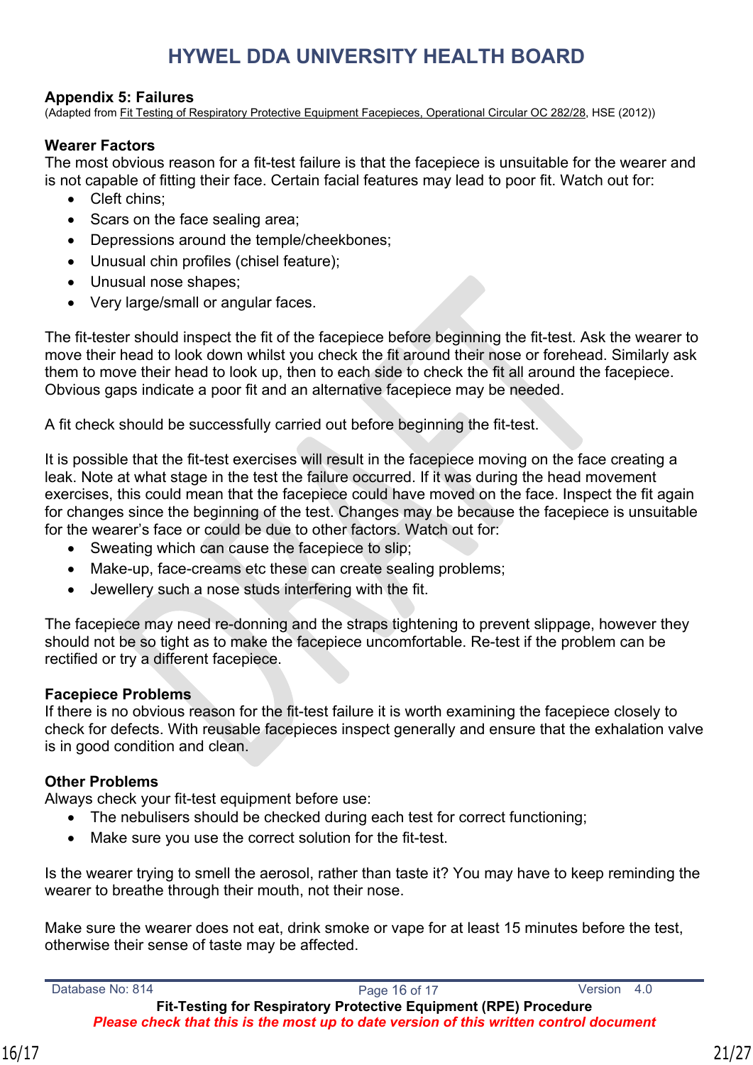## Appendix 5: Failures

(Adapted from Fit Testing of Respiratory Protective Equipment Facepieces, Operational Circular OC 282/28, HSE (2012))

### Wearer Factors

The most obvious reason for a fit-test failure is that the facepiece is unsuitable for the wearer and is not capable of fitting their face. Certain facial features may lead to poor fit. Watch out for:

- Cleft chins;
- Scars on the face sealing area;
- Depressions around the temple/cheekbones;
- Unusual chin profiles (chisel feature);
- Unusual nose shapes;
- Very large/small or angular faces.

The fit-tester should inspect the fit of the facepiece before beginning the fit-test. Ask the wearer to move their head to look down whilst you check the fit around their nose or forehead. Similarly ask them to move their head to look up, then to each side to check the fit all around the facepiece. Obvious gaps indicate a poor fit and an alternative facepiece may be needed.

A fit check should be successfully carried out before beginning the fit-test.

It is possible that the fit-test exercises will result in the facepiece moving on the face creating a leak. Note at what stage in the test the failure occurred. If it was during the head movement exercises, this could mean that the facepiece could have moved on the face. Inspect the fit again for changes since the beginning of the test. Changes may be because the facepiece is unsuitable for the wearer's face or could be due to other factors. Watch out for:

- Sweating which can cause the facepiece to slip;
- Make-up, face-creams etc these can create sealing problems;
- Jewellery such a nose studs interfering with the fit.

The facepiece may need re-donning and the straps tightening to prevent slippage, however they should not be so tight as to make the facepiece uncomfortable. Re-test if the problem can be rectified or try a different facepiece.

### Facepiece Problems

If there is no obvious reason for the fit-test failure it is worth examining the facepiece closely to check for defects. With reusable facepieces inspect generally and ensure that the exhalation valve is in good condition and clean.

### Other Problems

Always check your fit-test equipment before use:

- The nebulisers should be checked during each test for correct functioning;
- Make sure you use the correct solution for the fit-test.

Is the wearer trying to smell the aerosol, rather than taste it? You may have to keep reminding the wearer to breathe through their mouth, not their nose.

Make sure the wearer does not eat, drink smoke or vape for at least 15 minutes before the test, otherwise their sense of taste may be affected.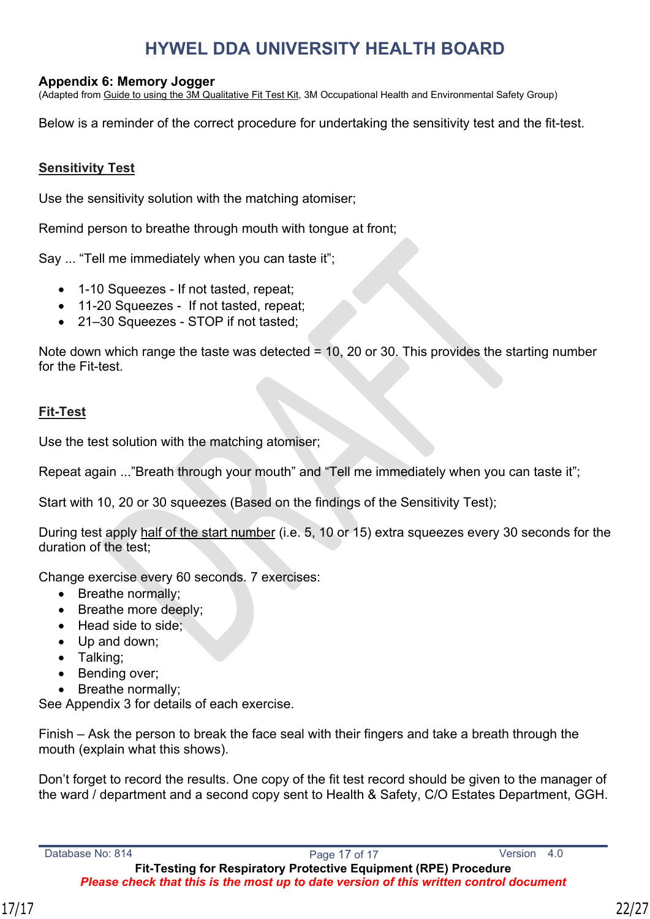## Appendix 6: Memory Jogger

(Adapted from Guide to using the 3M Qualitative Fit Test Kit, 3M Occupational Health and Environmental Safety Group)

Below is a reminder of the correct procedure for undertaking the sensitivity test and the fit-test.

### Sensitivity Test

Use the sensitivity solution with the matching atomiser;

Remind person to breathe through mouth with tongue at front;

Say ... "Tell me immediately when you can taste it";

- 1-10 Squeezes - If not tasted, repeat;
- 11-20 Squeezes - If not tasted, repeat;
- 21–30 Squeezes - STOP if not tasted;

Note down which range the taste was detected = 10, 20 or 30. This provides the starting number for the Fit-test.

### Fit-Test

Use the test solution with the matching atomiser;

Repeat again ..."Breath through your mouth" and "Tell me immediately when you can taste it";

Start with 10, 20 or 30 squeezes (Based on the findings of the Sensitivity Test);

During test apply half of the start number (i.e. 5, 10 or 15) extra squeezes every 30 seconds for the duration of the test;

Change exercise every 60 seconds. 7 exercises:

- Breathe normally;
- Breathe more deeply;
- Head side to side;
- Up and down;
- Talking;
- Bending over;
- Breathe normally;

See Appendix 3 for details of each exercise.

Finish – Ask the person to break the face seal with their fingers and take a breath through the mouth (explain what this shows).

Don't forget to record the results. One copy of the fit test record should be given to the manager of the ward / department and a second copy sent to Health & Safety, C/O Estates Department, GGH.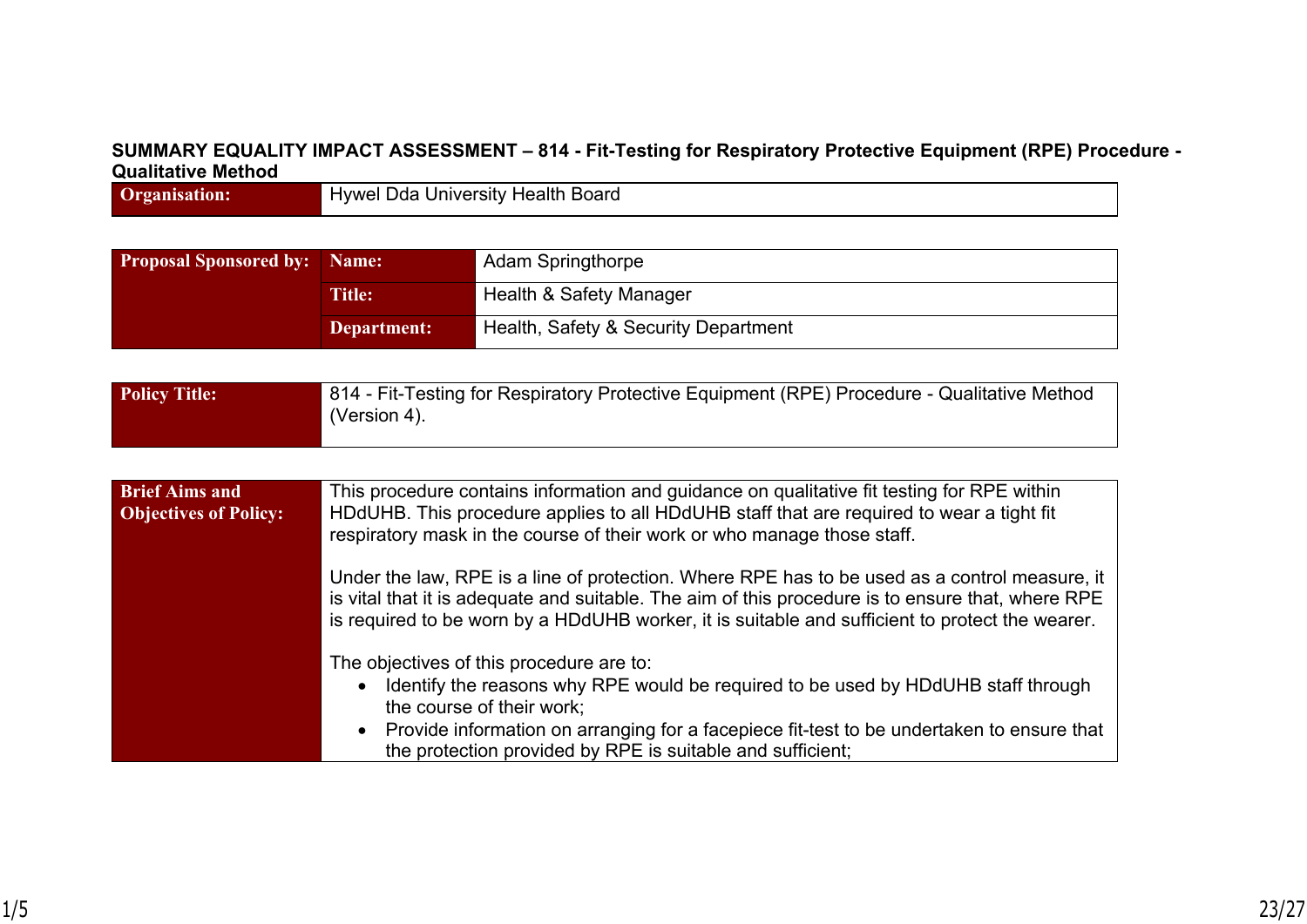**SUMMARY EQUALITY IMPACT ASSESSMENT – 814 - Fit-Testing for Respiratory Protective Equipment (RPE) Procedure - Qualitative Method**

| **Organisation:** | Hywel Dda University Health Board |
|---|---|

| **Proposal Sponsored by:** | **Name:** | Adam Springthorpe |
|---|---|---|
| | **Title:** | Health & Safety Manager |
| | **Department:** | Health, Safety & Security Department |

| **Policy Title:** | 814 - Fit-Testing for Respiratory Protective Equipment (RPE) Procedure - Qualitative Method (Version 4). |
|---|---|

| **Brief Aims and Objectives of Policy:** | This procedure contains information and guidance on qualitative fit testing for RPE within HDdUHB. This procedure applies to all HDdUHB staff that are required to wear a tight fit respiratory mask in the course of their work or who manage those staff.<br><br>Under the law, RPE is a line of protection. Where RPE has to be used as a control measure, it is vital that it is adequate and suitable. The aim of this procedure is to ensure that, where RPE is required to be worn by a HDdUHB worker, it is suitable and sufficient to protect the wearer.<br><br>The objectives of this procedure are to:<br>• Identify the reasons why RPE would be required to be used by HDdUHB staff through the course of their work;<br>• Provide information on arranging for a facepiece fit-test to be undertaken to ensure that the protection provided by RPE is suitable and sufficient; |
|---|---|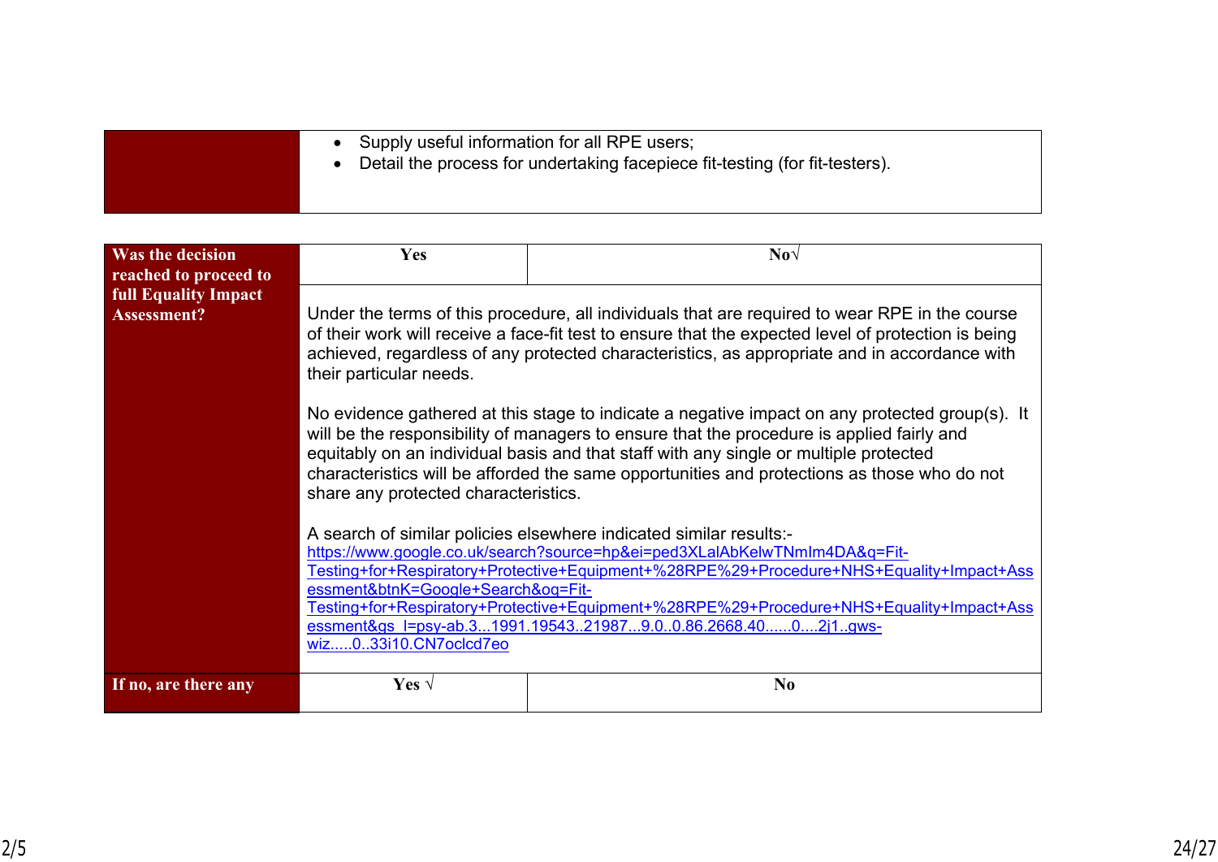| | |
|---|---|
| | • Supply useful information for all RPE users;<br>• Detail the process for undertaking facepiece fit-testing (for fit-testers). |

| **Was the decision reached to proceed to full Equality Impact Assessment?** | **Yes** | **No√** |
|---|---|---|
| | Under the terms of this procedure, all individuals that are required to wear RPE in the course of their work will receive a face-fit test to ensure that the expected level of protection is being achieved, regardless of any protected characteristics, as appropriate and in accordance with their particular needs.<br><br>No evidence gathered at this stage to indicate a negative impact on any protected group(s). It will be the responsibility of managers to ensure that the procedure is applied fairly and equitably on an individual basis and that staff with any single or multiple protected characteristics will be afforded the same opportunities and protections as those who do not share any protected characteristics.<br><br>A search of similar policies elsewhere indicated similar results:-<br>https://www.google.co.uk/search?source=hp&ei=ped3XLalAbKelwTNmIm4DA&q=Fit-Testing+for+Respiratory+Protective+Equipment+%28RPE%29+Procedure+NHS+Equality+Impact+Assessment&btnK=Google+Search&oq=Fit-Testing+for+Respiratory+Protective+Equipment+%28RPE%29+Procedure+NHS+Equality+Impact+Assessment&gs_l=psy-ab.3...1991.19543..21987...9.0..0.86.2668.40......0....2j1..gws-wiz.....0..33i10.CN7oclcd7eo | |
| **If no, are there any** | **Yes √** | **No** |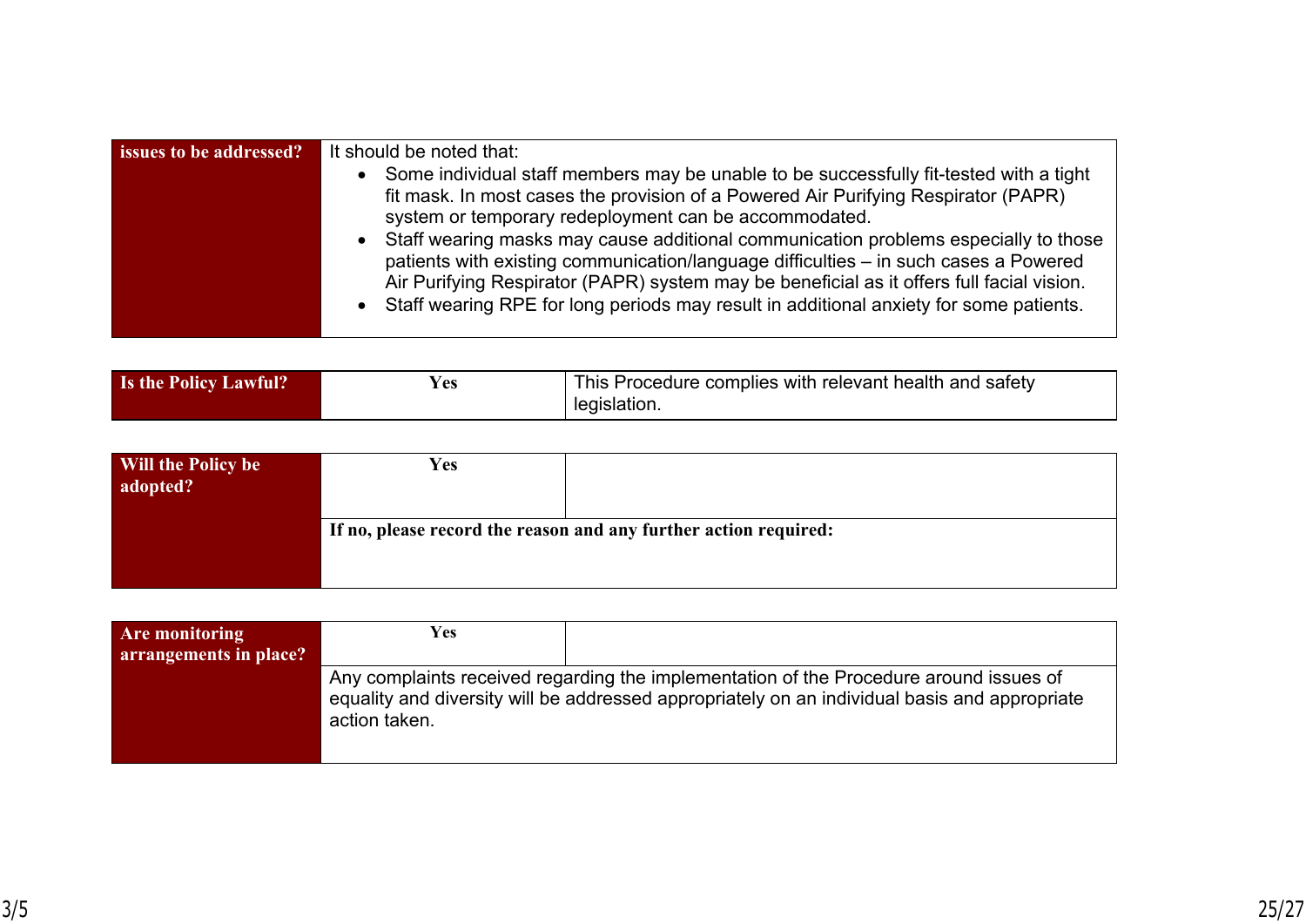| issues to be addressed? | It should be noted that:<br>• Some individual staff members may be unable to be successfully fit-tested with a tight fit mask. In most cases the provision of a Powered Air Purifying Respirator (PAPR) system or temporary redeployment can be accommodated.<br>• Staff wearing masks may cause additional communication problems especially to those patients with existing communication/language difficulties – in such cases a Powered Air Purifying Respirator (PAPR) system may be beneficial as it offers full facial vision.<br>• Staff wearing RPE for long periods may result in additional anxiety for some patients. |
|---|---|

| Is the Policy Lawful? | Yes | This Procedure complies with relevant health and safety legislation. |
|---|---|---|

| Will the Policy be adopted? | Yes | |
|---|---|---|
| | **If no, please record the reason and any further action required:** | |

| Are monitoring arrangements in place? | Yes | |
|---|---|---|
| | Any complaints received regarding the implementation of the Procedure around issues of equality and diversity will be addressed appropriately on an individual basis and appropriate action taken. | |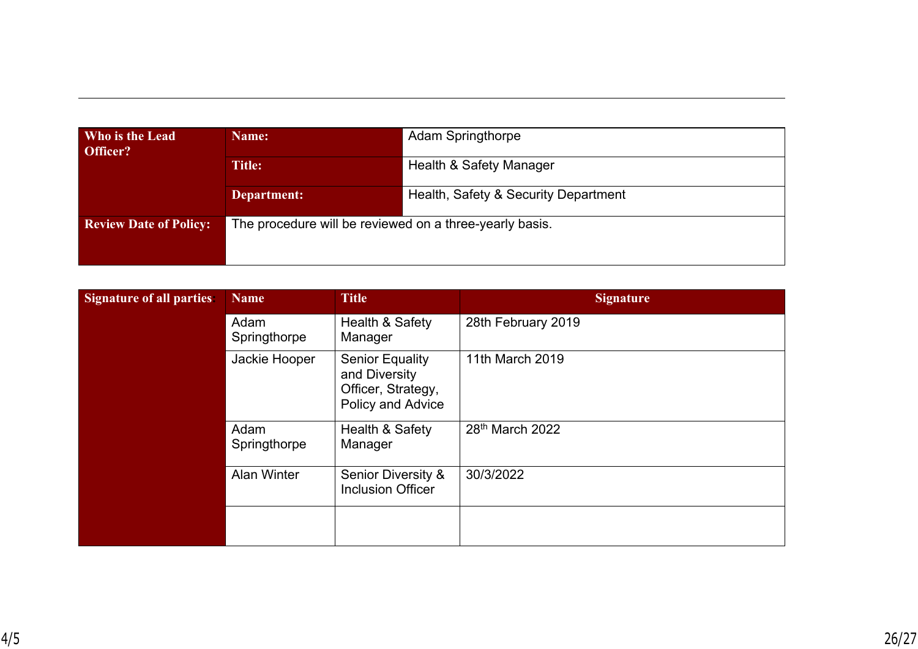| Who is the Lead Officer? | Name: | Adam Springthorpe |
|---|---|---|
| | Title: | Health & Safety Manager |
| | Department: | Health, Safety & Security Department |
| Review Date of Policy: | The procedure will be reviewed on a three-yearly basis. | |

| Signature of all parties: | Name | Title | Signature |
|---|---|---|---|
| | Adam Springthorpe | Health & Safety Manager | 28th February 2019 |
| | Jackie Hooper | Senior Equality and Diversity Officer, Strategy, Policy and Advice | 11th March 2019 |
| | Adam Springthorpe | Health & Safety Manager | 28th March 2022 |
| | Alan Winter | Senior Diversity & Inclusion Officer | 30/3/2022 |
| | | | |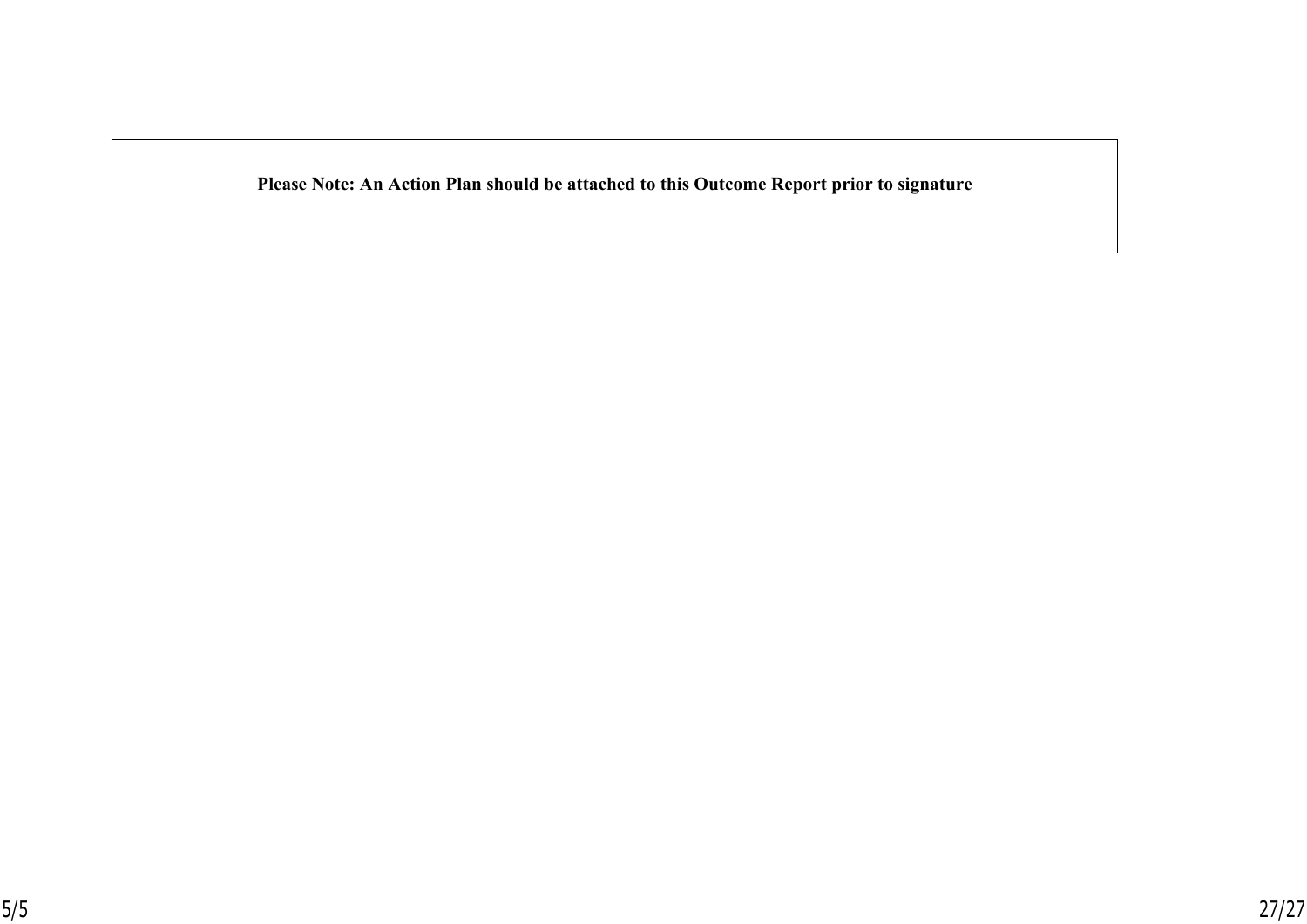**Please Note: An Action Plan should be attached to this Outcome Report prior to signature**